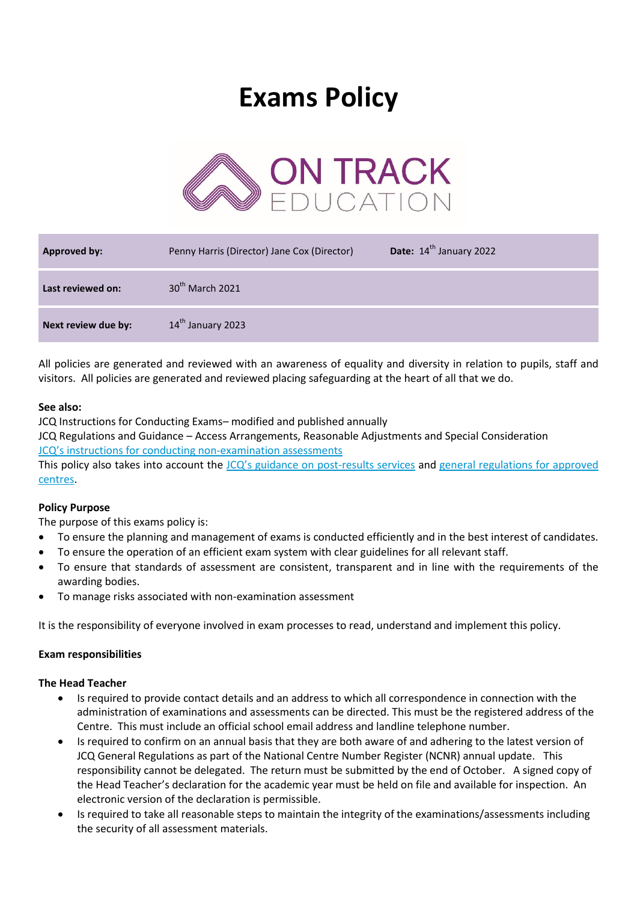# Exams Policy

| Approved by: | Penny Harris (Director) Jane Cox (Director) | Date: 14th January 2022 |
|---|---|---|
| Last reviewed on: | 30th March 2021 | |
| Next review due by: | 14th January 2023 | |

All policies are generated and reviewed with an awareness of equality and diversity in relation to pupils, staff and visitors. All policies are generated and reviewed placing safeguarding at the heart of all that we do.

**See also:**

JCQ Instructions for Conducting Exams– modified and published annually

JCQ Regulations and Guidance – Access Arrangements, Reasonable Adjustments and Special Consideration

JCQ's instructions for conducting non-examination assessments

This policy also takes into account the JCQ's guidance on post-results services and general regulations for approved centres.

**Policy Purpose**

The purpose of this exams policy is:

- To ensure the planning and management of exams is conducted efficiently and in the best interest of candidates.
- To ensure the operation of an efficient exam system with clear guidelines for all relevant staff.
- To ensure that standards of assessment are consistent, transparent and in line with the requirements of the awarding bodies.
- To manage risks associated with non-examination assessment

It is the responsibility of everyone involved in exam processes to read, understand and implement this policy.

**Exam responsibilities**

**The Head Teacher**

- Is required to provide contact details and an address to which all correspondence in connection with the administration of examinations and assessments can be directed. This must be the registered address of the Centre. This must include an official school email address and landline telephone number.
- Is required to confirm on an annual basis that they are both aware of and adhering to the latest version of JCQ General Regulations as part of the National Centre Number Register (NCNR) annual update. This responsibility cannot be delegated. The return must be submitted by the end of October. A signed copy of the Head Teacher's declaration for the academic year must be held on file and available for inspection. An electronic version of the declaration is permissible.
- Is required to take all reasonable steps to maintain the integrity of the examinations/assessments including the security of all assessment materials.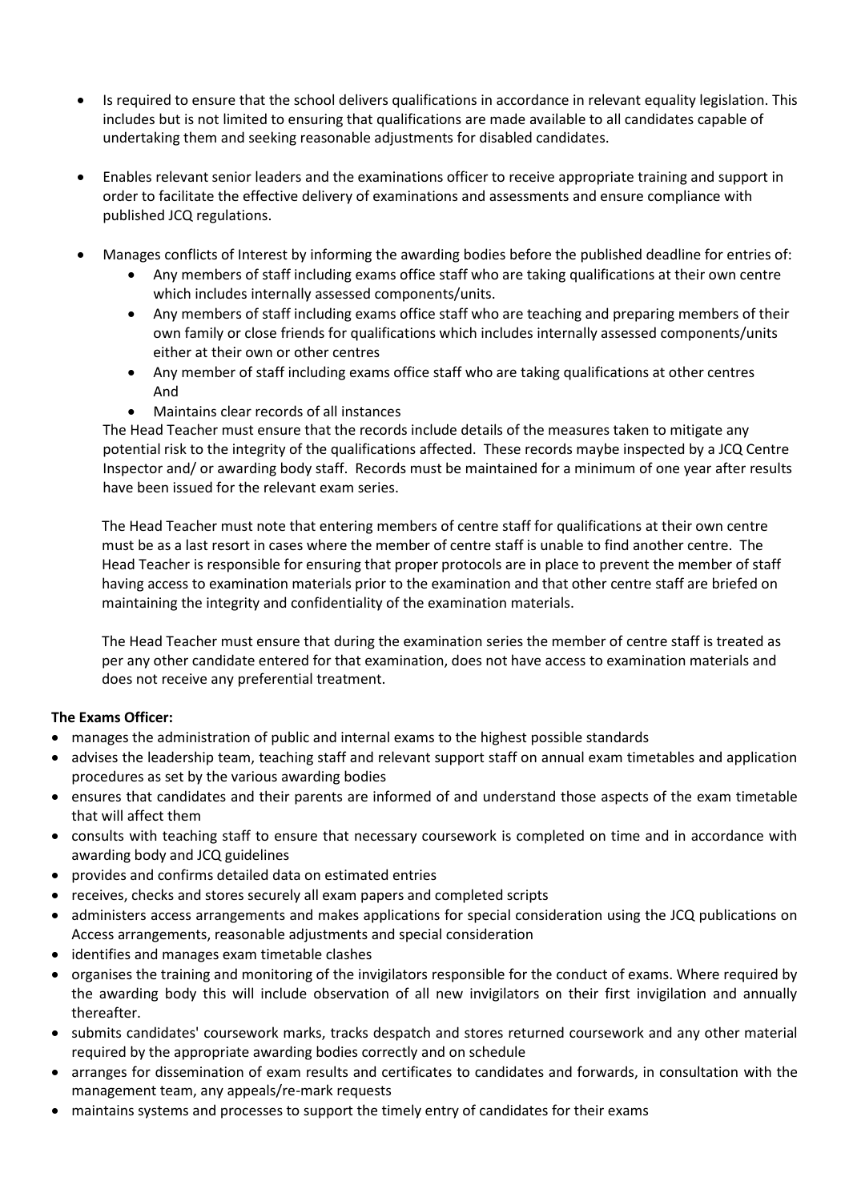- Is required to ensure that the school delivers qualifications in accordance in relevant equality legislation. This includes but is not limited to ensuring that qualifications are made available to all candidates capable of undertaking them and seeking reasonable adjustments for disabled candidates.

- Enables relevant senior leaders and the examinations officer to receive appropriate training and support in order to facilitate the effective delivery of examinations and assessments and ensure compliance with published JCQ regulations.

- Manages conflicts of Interest by informing the awarding bodies before the published deadline for entries of:
  - Any members of staff including exams office staff who are taking qualifications at their own centre which includes internally assessed components/units.
  - Any members of staff including exams office staff who are teaching and preparing members of their own family or close friends for qualifications which includes internally assessed components/units either at their own or other centres
  - Any member of staff including exams office staff who are taking qualifications at other centres And
  - Maintains clear records of all instances

  The Head Teacher must ensure that the records include details of the measures taken to mitigate any potential risk to the integrity of the qualifications affected. These records maybe inspected by a JCQ Centre Inspector and/ or awarding body staff. Records must be maintained for a minimum of one year after results have been issued for the relevant exam series.

  The Head Teacher must note that entering members of centre staff for qualifications at their own centre must be as a last resort in cases where the member of centre staff is unable to find another centre. The Head Teacher is responsible for ensuring that proper protocols are in place to prevent the member of staff having access to examination materials prior to the examination and that other centre staff are briefed on maintaining the integrity and confidentiality of the examination materials.

  The Head Teacher must ensure that during the examination series the member of centre staff is treated as per any other candidate entered for that examination, does not have access to examination materials and does not receive any preferential treatment.

**The Exams Officer:**

- manages the administration of public and internal exams to the highest possible standards
- advises the leadership team, teaching staff and relevant support staff on annual exam timetables and application procedures as set by the various awarding bodies
- ensures that candidates and their parents are informed of and understand those aspects of the exam timetable that will affect them
- consults with teaching staff to ensure that necessary coursework is completed on time and in accordance with awarding body and JCQ guidelines
- provides and confirms detailed data on estimated entries
- receives, checks and stores securely all exam papers and completed scripts
- administers access arrangements and makes applications for special consideration using the JCQ publications on Access arrangements, reasonable adjustments and special consideration
- identifies and manages exam timetable clashes
- organises the training and monitoring of the invigilators responsible for the conduct of exams. Where required by the awarding body this will include observation of all new invigilators on their first invigilation and annually thereafter.
- submits candidates' coursework marks, tracks despatch and stores returned coursework and any other material required by the appropriate awarding bodies correctly and on schedule
- arranges for dissemination of exam results and certificates to candidates and forwards, in consultation with the management team, any appeals/re-mark requests
- maintains systems and processes to support the timely entry of candidates for their exams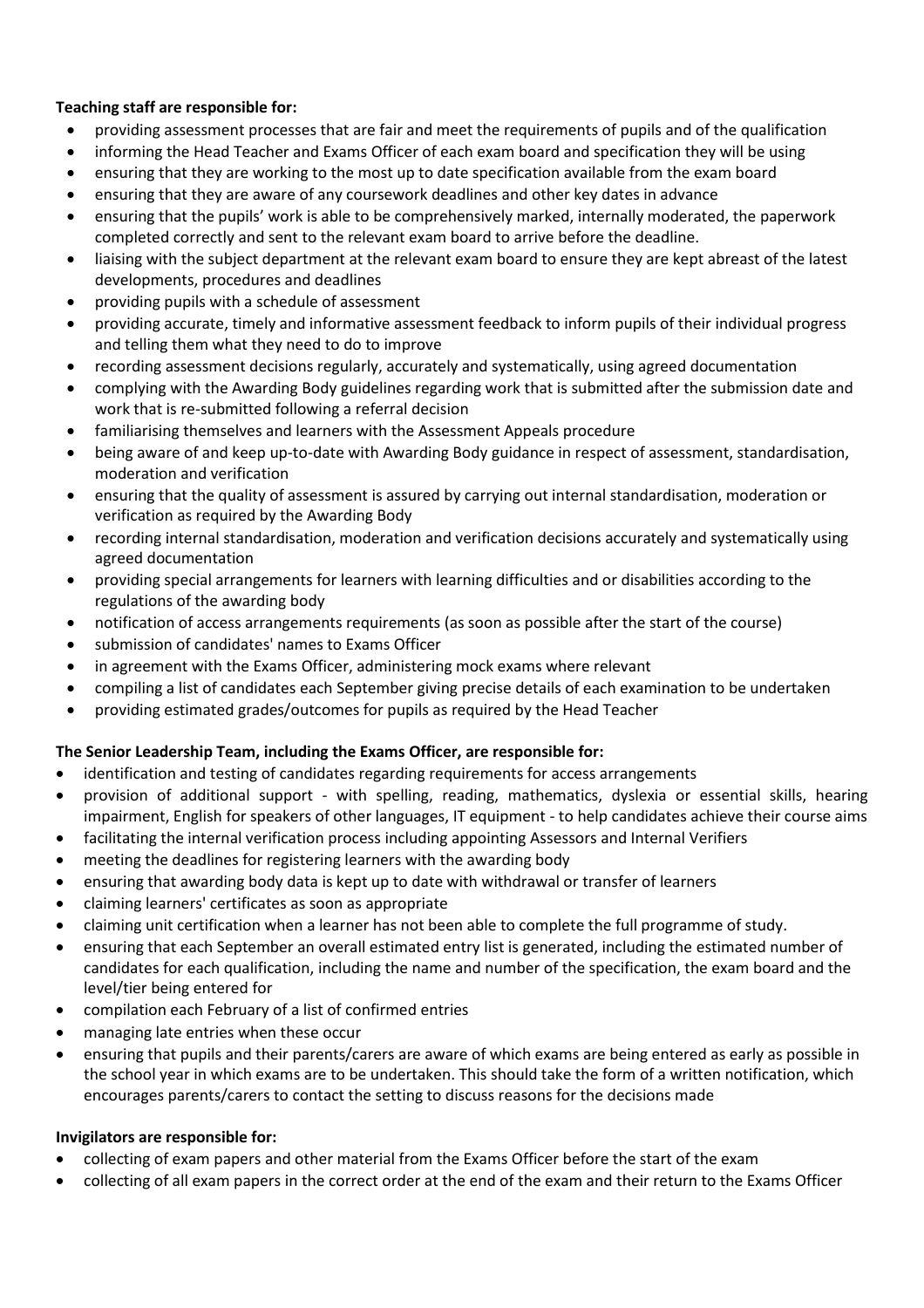**Teaching staff are responsible for:**

- providing assessment processes that are fair and meet the requirements of pupils and of the qualification
- informing the Head Teacher and Exams Officer of each exam board and specification they will be using
- ensuring that they are working to the most up to date specification available from the exam board
- ensuring that they are aware of any coursework deadlines and other key dates in advance
- ensuring that the pupils' work is able to be comprehensively marked, internally moderated, the paperwork completed correctly and sent to the relevant exam board to arrive before the deadline.
- liaising with the subject department at the relevant exam board to ensure they are kept abreast of the latest developments, procedures and deadlines
- providing pupils with a schedule of assessment
- providing accurate, timely and informative assessment feedback to inform pupils of their individual progress and telling them what they need to do to improve
- recording assessment decisions regularly, accurately and systematically, using agreed documentation
- complying with the Awarding Body guidelines regarding work that is submitted after the submission date and work that is re-submitted following a referral decision
- familiarising themselves and learners with the Assessment Appeals procedure
- being aware of and keep up-to-date with Awarding Body guidance in respect of assessment, standardisation, moderation and verification
- ensuring that the quality of assessment is assured by carrying out internal standardisation, moderation or verification as required by the Awarding Body
- recording internal standardisation, moderation and verification decisions accurately and systematically using agreed documentation
- providing special arrangements for learners with learning difficulties and or disabilities according to the regulations of the awarding body
- notification of access arrangements requirements (as soon as possible after the start of the course)
- submission of candidates' names to Exams Officer
- in agreement with the Exams Officer, administering mock exams where relevant
- compiling a list of candidates each September giving precise details of each examination to be undertaken
- providing estimated grades/outcomes for pupils as required by the Head Teacher

**The Senior Leadership Team, including the Exams Officer, are responsible for:**

- identification and testing of candidates regarding requirements for access arrangements
- provision of additional support - with spelling, reading, mathematics, dyslexia or essential skills, hearing impairment, English for speakers of other languages, IT equipment - to help candidates achieve their course aims
- facilitating the internal verification process including appointing Assessors and Internal Verifiers
- meeting the deadlines for registering learners with the awarding body
- ensuring that awarding body data is kept up to date with withdrawal or transfer of learners
- claiming learners' certificates as soon as appropriate
- claiming unit certification when a learner has not been able to complete the full programme of study.
- ensuring that each September an overall estimated entry list is generated, including the estimated number of candidates for each qualification, including the name and number of the specification, the exam board and the level/tier being entered for
- compilation each February of a list of confirmed entries
- managing late entries when these occur
- ensuring that pupils and their parents/carers are aware of which exams are being entered as early as possible in the school year in which exams are to be undertaken. This should take the form of a written notification, which encourages parents/carers to contact the setting to discuss reasons for the decisions made

**Invigilators are responsible for:**

- collecting of exam papers and other material from the Exams Officer before the start of the exam
- collecting of all exam papers in the correct order at the end of the exam and their return to the Exams Officer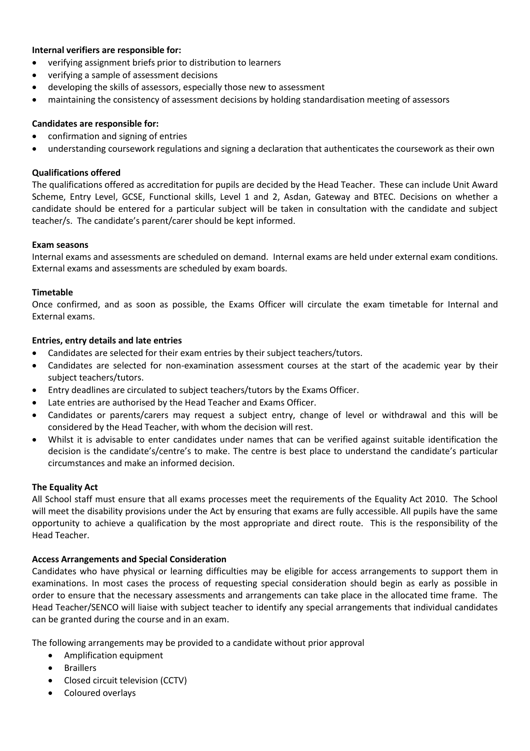**Internal verifiers are responsible for:**

- verifying assignment briefs prior to distribution to learners
- verifying a sample of assessment decisions
- developing the skills of assessors, especially those new to assessment
- maintaining the consistency of assessment decisions by holding standardisation meeting of assessors

**Candidates are responsible for:**

- confirmation and signing of entries
- understanding coursework regulations and signing a declaration that authenticates the coursework as their own

**Qualifications offered**

The qualifications offered as accreditation for pupils are decided by the Head Teacher. These can include Unit Award Scheme, Entry Level, GCSE, Functional skills, Level 1 and 2, Asdan, Gateway and BTEC. Decisions on whether a candidate should be entered for a particular subject will be taken in consultation with the candidate and subject teacher/s. The candidate's parent/carer should be kept informed.

**Exam seasons**

Internal exams and assessments are scheduled on demand. Internal exams are held under external exam conditions. External exams and assessments are scheduled by exam boards.

**Timetable**

Once confirmed, and as soon as possible, the Exams Officer will circulate the exam timetable for Internal and External exams.

**Entries, entry details and late entries**

- Candidates are selected for their exam entries by their subject teachers/tutors.
- Candidates are selected for non-examination assessment courses at the start of the academic year by their subject teachers/tutors.
- Entry deadlines are circulated to subject teachers/tutors by the Exams Officer.
- Late entries are authorised by the Head Teacher and Exams Officer.
- Candidates or parents/carers may request a subject entry, change of level or withdrawal and this will be considered by the Head Teacher, with whom the decision will rest.
- Whilst it is advisable to enter candidates under names that can be verified against suitable identification the decision is the candidate's/centre's to make. The centre is best place to understand the candidate's particular circumstances and make an informed decision.

**The Equality Act**

All School staff must ensure that all exams processes meet the requirements of the Equality Act 2010. The School will meet the disability provisions under the Act by ensuring that exams are fully accessible. All pupils have the same opportunity to achieve a qualification by the most appropriate and direct route. This is the responsibility of the Head Teacher.

**Access Arrangements and Special Consideration**

Candidates who have physical or learning difficulties may be eligible for access arrangements to support them in examinations. In most cases the process of requesting special consideration should begin as early as possible in order to ensure that the necessary assessments and arrangements can take place in the allocated time frame. The Head Teacher/SENCO will liaise with subject teacher to identify any special arrangements that individual candidates can be granted during the course and in an exam.

The following arrangements may be provided to a candidate without prior approval

- Amplification equipment
- Braillers
- Closed circuit television (CCTV)
- Coloured overlays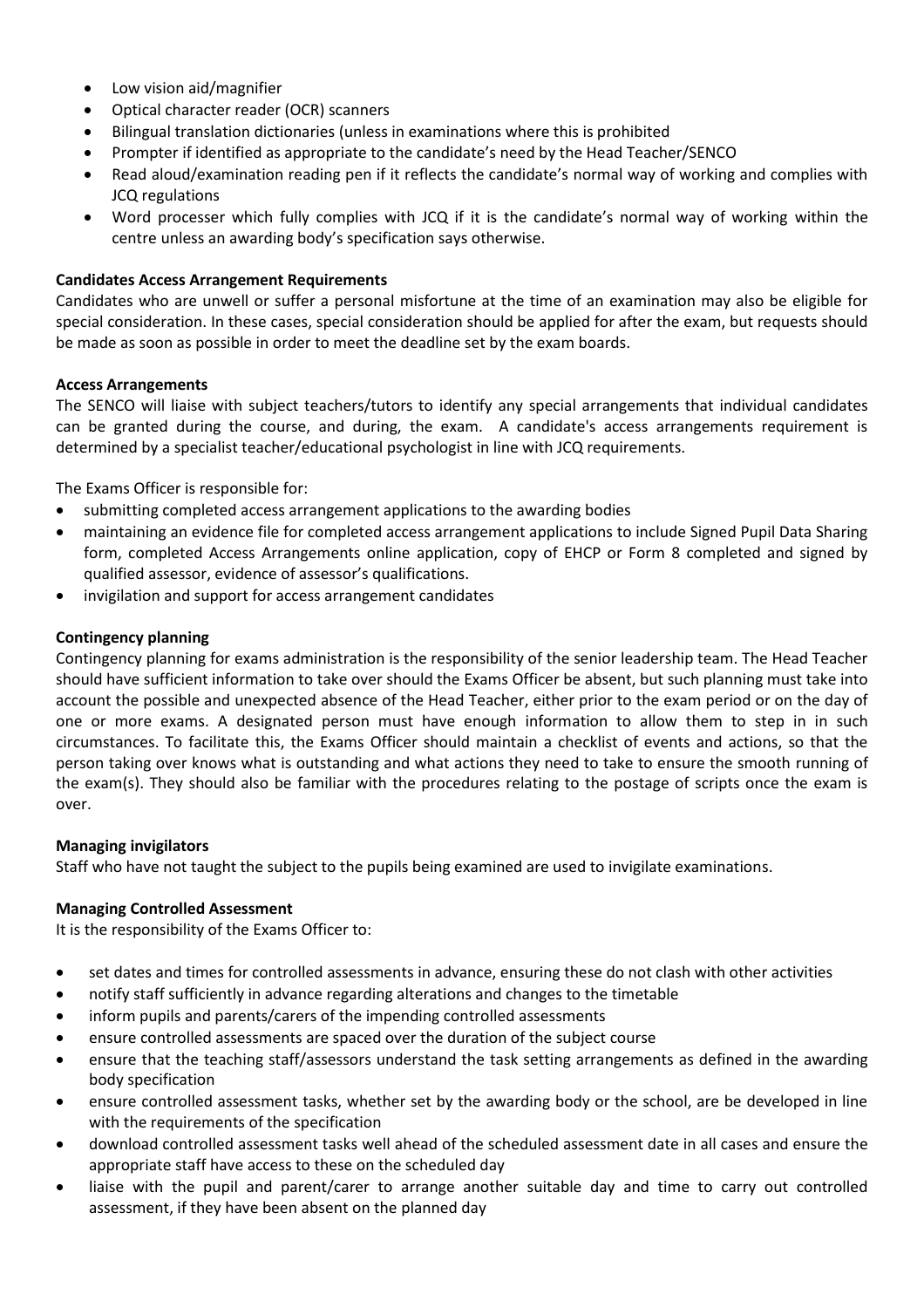- Low vision aid/magnifier
- Optical character reader (OCR) scanners
- Bilingual translation dictionaries (unless in examinations where this is prohibited
- Prompter if identified as appropriate to the candidate's need by the Head Teacher/SENCO
- Read aloud/examination reading pen if it reflects the candidate's normal way of working and complies with JCQ regulations
- Word processer which fully complies with JCQ if it is the candidate's normal way of working within the centre unless an awarding body's specification says otherwise.

**Candidates Access Arrangement Requirements**

Candidates who are unwell or suffer a personal misfortune at the time of an examination may also be eligible for special consideration. In these cases, special consideration should be applied for after the exam, but requests should be made as soon as possible in order to meet the deadline set by the exam boards.

**Access Arrangements**

The SENCO will liaise with subject teachers/tutors to identify any special arrangements that individual candidates can be granted during the course, and during, the exam. A candidate's access arrangements requirement is determined by a specialist teacher/educational psychologist in line with JCQ requirements.

The Exams Officer is responsible for:

- submitting completed access arrangement applications to the awarding bodies
- maintaining an evidence file for completed access arrangement applications to include Signed Pupil Data Sharing form, completed Access Arrangements online application, copy of EHCP or Form 8 completed and signed by qualified assessor, evidence of assessor's qualifications.
- invigilation and support for access arrangement candidates

**Contingency planning**

Contingency planning for exams administration is the responsibility of the senior leadership team. The Head Teacher should have sufficient information to take over should the Exams Officer be absent, but such planning must take into account the possible and unexpected absence of the Head Teacher, either prior to the exam period or on the day of one or more exams. A designated person must have enough information to allow them to step in in such circumstances. To facilitate this, the Exams Officer should maintain a checklist of events and actions, so that the person taking over knows what is outstanding and what actions they need to take to ensure the smooth running of the exam(s). They should also be familiar with the procedures relating to the postage of scripts once the exam is over.

**Managing invigilators**

Staff who have not taught the subject to the pupils being examined are used to invigilate examinations.

**Managing Controlled Assessment**

It is the responsibility of the Exams Officer to:

- set dates and times for controlled assessments in advance, ensuring these do not clash with other activities
- notify staff sufficiently in advance regarding alterations and changes to the timetable
- inform pupils and parents/carers of the impending controlled assessments
- ensure controlled assessments are spaced over the duration of the subject course
- ensure that the teaching staff/assessors understand the task setting arrangements as defined in the awarding body specification
- ensure controlled assessment tasks, whether set by the awarding body or the school, are be developed in line with the requirements of the specification
- download controlled assessment tasks well ahead of the scheduled assessment date in all cases and ensure the appropriate staff have access to these on the scheduled day
- liaise with the pupil and parent/carer to arrange another suitable day and time to carry out controlled assessment, if they have been absent on the planned day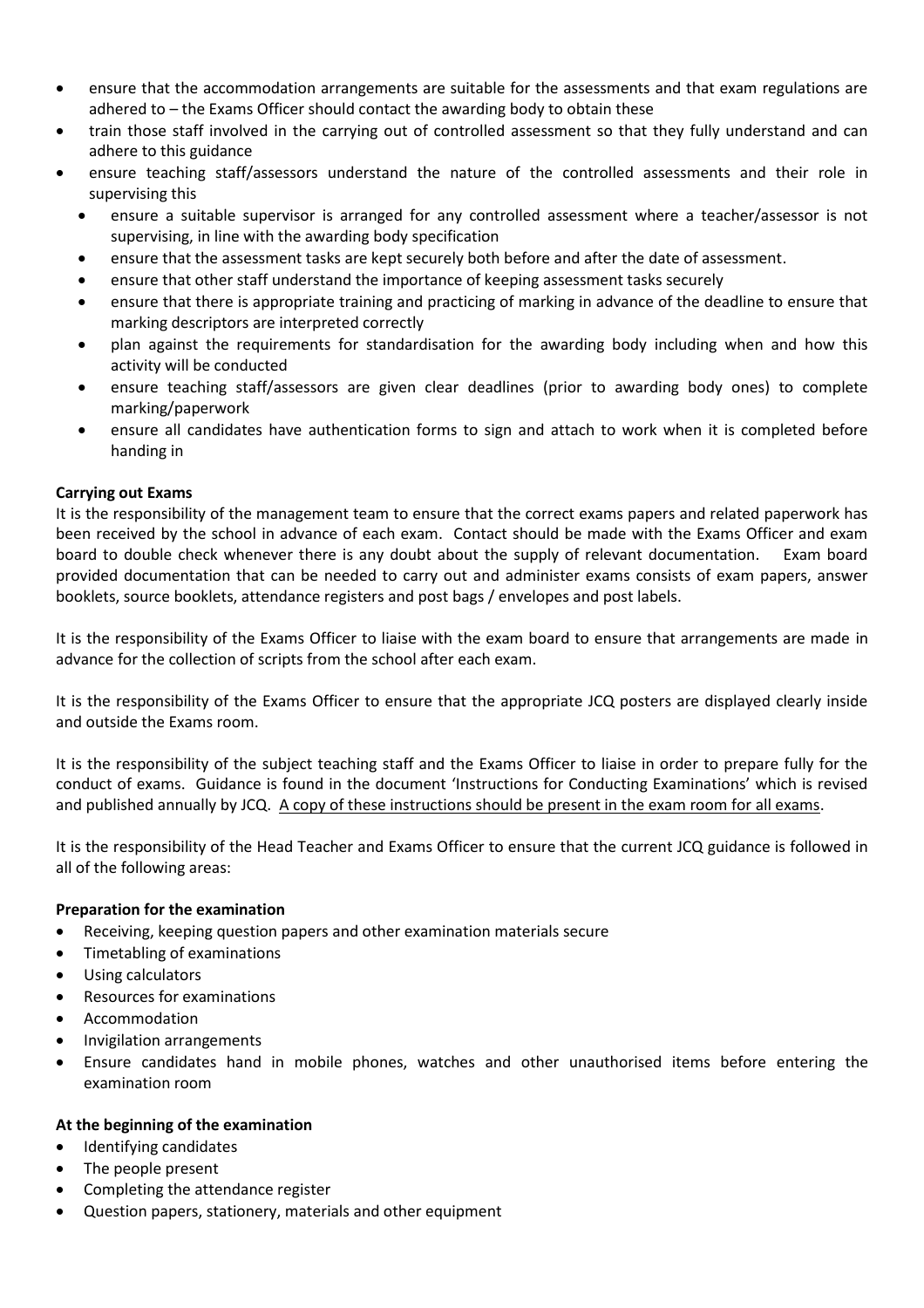- ensure that the accommodation arrangements are suitable for the assessments and that exam regulations are adhered to – the Exams Officer should contact the awarding body to obtain these
- train those staff involved in the carrying out of controlled assessment so that they fully understand and can adhere to this guidance
- ensure teaching staff/assessors understand the nature of the controlled assessments and their role in supervising this
  - ensure a suitable supervisor is arranged for any controlled assessment where a teacher/assessor is not supervising, in line with the awarding body specification
  - ensure that the assessment tasks are kept securely both before and after the date of assessment.
  - ensure that other staff understand the importance of keeping assessment tasks securely
  - ensure that there is appropriate training and practicing of marking in advance of the deadline to ensure that marking descriptors are interpreted correctly
  - plan against the requirements for standardisation for the awarding body including when and how this activity will be conducted
  - ensure teaching staff/assessors are given clear deadlines (prior to awarding body ones) to complete marking/paperwork
  - ensure all candidates have authentication forms to sign and attach to work when it is completed before handing in

**Carrying out Exams**

It is the responsibility of the management team to ensure that the correct exams papers and related paperwork has been received by the school in advance of each exam. Contact should be made with the Exams Officer and exam board to double check whenever there is any doubt about the supply of relevant documentation. Exam board provided documentation that can be needed to carry out and administer exams consists of exam papers, answer booklets, source booklets, attendance registers and post bags / envelopes and post labels.

It is the responsibility of the Exams Officer to liaise with the exam board to ensure that arrangements are made in advance for the collection of scripts from the school after each exam.

It is the responsibility of the Exams Officer to ensure that the appropriate JCQ posters are displayed clearly inside and outside the Exams room.

It is the responsibility of the subject teaching staff and the Exams Officer to liaise in order to prepare fully for the conduct of exams. Guidance is found in the document 'Instructions for Conducting Examinations' which is revised and published annually by JCQ. <u>A copy of these instructions should be present in the exam room for all exams</u>.

It is the responsibility of the Head Teacher and Exams Officer to ensure that the current JCQ guidance is followed in all of the following areas:

**Preparation for the examination**

- Receiving, keeping question papers and other examination materials secure
- Timetabling of examinations
- Using calculators
- Resources for examinations
- Accommodation
- Invigilation arrangements
- Ensure candidates hand in mobile phones, watches and other unauthorised items before entering the examination room

**At the beginning of the examination**

- Identifying candidates
- The people present
- Completing the attendance register
- Question papers, stationery, materials and other equipment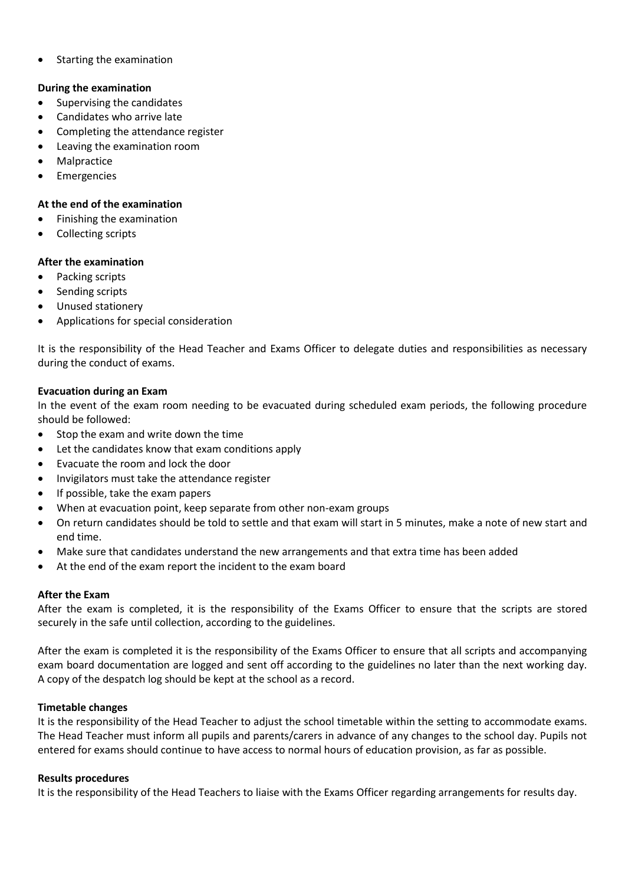- Starting the examination

**During the examination**

- Supervising the candidates
- Candidates who arrive late
- Completing the attendance register
- Leaving the examination room
- Malpractice
- Emergencies

**At the end of the examination**

- Finishing the examination
- Collecting scripts

**After the examination**

- Packing scripts
- Sending scripts
- Unused stationery
- Applications for special consideration

It is the responsibility of the Head Teacher and Exams Officer to delegate duties and responsibilities as necessary during the conduct of exams.

**Evacuation during an Exam**

In the event of the exam room needing to be evacuated during scheduled exam periods, the following procedure should be followed:

- Stop the exam and write down the time
- Let the candidates know that exam conditions apply
- Evacuate the room and lock the door
- Invigilators must take the attendance register
- If possible, take the exam papers
- When at evacuation point, keep separate from other non-exam groups
- On return candidates should be told to settle and that exam will start in 5 minutes, make a note of new start and end time.
- Make sure that candidates understand the new arrangements and that extra time has been added
- At the end of the exam report the incident to the exam board

**After the Exam**

After the exam is completed, it is the responsibility of the Exams Officer to ensure that the scripts are stored securely in the safe until collection, according to the guidelines.

After the exam is completed it is the responsibility of the Exams Officer to ensure that all scripts and accompanying exam board documentation are logged and sent off according to the guidelines no later than the next working day. A copy of the despatch log should be kept at the school as a record.

**Timetable changes**

It is the responsibility of the Head Teacher to adjust the school timetable within the setting to accommodate exams. The Head Teacher must inform all pupils and parents/carers in advance of any changes to the school day. Pupils not entered for exams should continue to have access to normal hours of education provision, as far as possible.

**Results procedures**

It is the responsibility of the Head Teachers to liaise with the Exams Officer regarding arrangements for results day.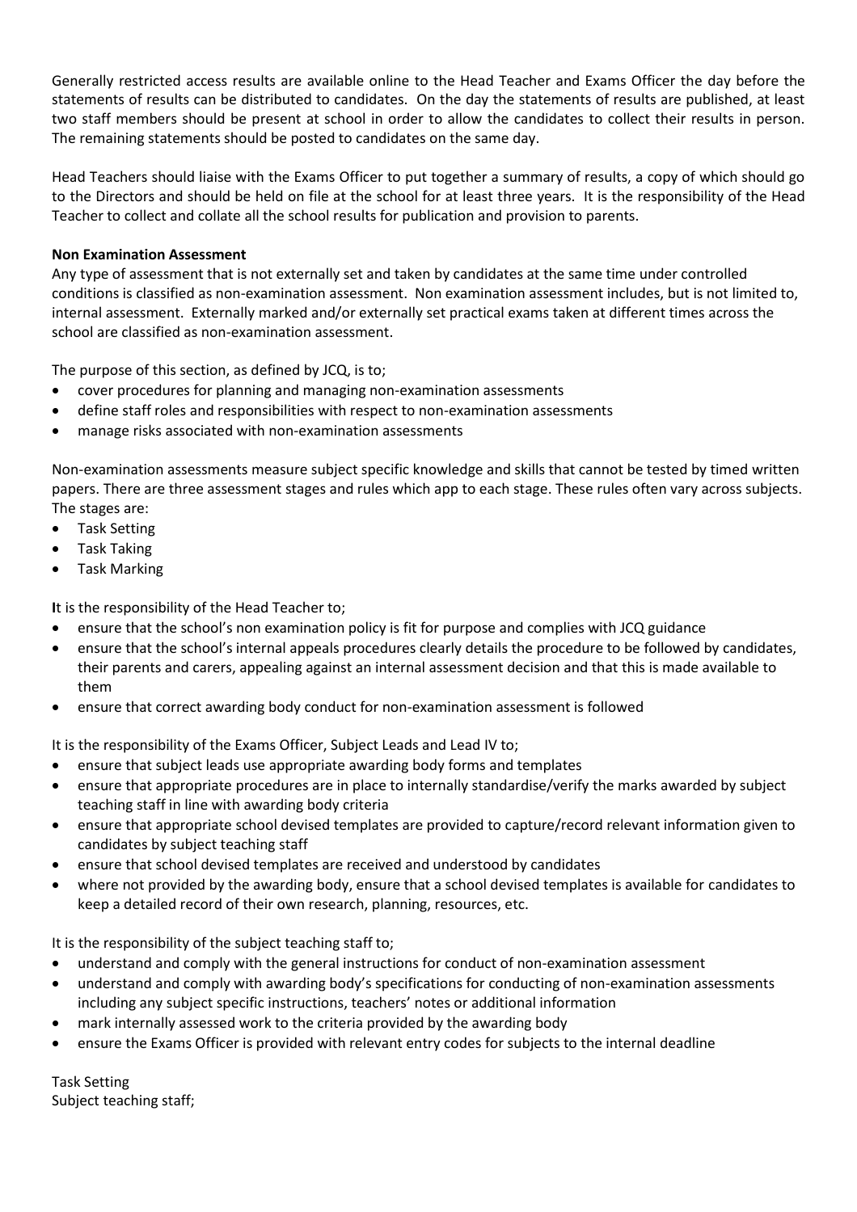Generally restricted access results are available online to the Head Teacher and Exams Officer the day before the statements of results can be distributed to candidates. On the day the statements of results are published, at least two staff members should be present at school in order to allow the candidates to collect their results in person. The remaining statements should be posted to candidates on the same day.

Head Teachers should liaise with the Exams Officer to put together a summary of results, a copy of which should go to the Directors and should be held on file at the school for at least three years. It is the responsibility of the Head Teacher to collect and collate all the school results for publication and provision to parents.

**Non Examination Assessment**

Any type of assessment that is not externally set and taken by candidates at the same time under controlled conditions is classified as non-examination assessment. Non examination assessment includes, but is not limited to, internal assessment. Externally marked and/or externally set practical exams taken at different times across the school are classified as non-examination assessment.

The purpose of this section, as defined by JCQ, is to;

- cover procedures for planning and managing non-examination assessments
- define staff roles and responsibilities with respect to non-examination assessments
- manage risks associated with non-examination assessments

Non-examination assessments measure subject specific knowledge and skills that cannot be tested by timed written papers. There are three assessment stages and rules which app to each stage. These rules often vary across subjects. The stages are:

- Task Setting
- Task Taking
- Task Marking

**I**t is the responsibility of the Head Teacher to;

- ensure that the school's non examination policy is fit for purpose and complies with JCQ guidance
- ensure that the school's internal appeals procedures clearly details the procedure to be followed by candidates, their parents and carers, appealing against an internal assessment decision and that this is made available to them
- ensure that correct awarding body conduct for non-examination assessment is followed

It is the responsibility of the Exams Officer, Subject Leads and Lead IV to;

- ensure that subject leads use appropriate awarding body forms and templates
- ensure that appropriate procedures are in place to internally standardise/verify the marks awarded by subject teaching staff in line with awarding body criteria
- ensure that appropriate school devised templates are provided to capture/record relevant information given to candidates by subject teaching staff
- ensure that school devised templates are received and understood by candidates
- where not provided by the awarding body, ensure that a school devised templates is available for candidates to keep a detailed record of their own research, planning, resources, etc.

It is the responsibility of the subject teaching staff to;

- understand and comply with the general instructions for conduct of non-examination assessment
- understand and comply with awarding body's specifications for conducting of non-examination assessments including any subject specific instructions, teachers' notes or additional information
- mark internally assessed work to the criteria provided by the awarding body
- ensure the Exams Officer is provided with relevant entry codes for subjects to the internal deadline

Task Setting

Subject teaching staff;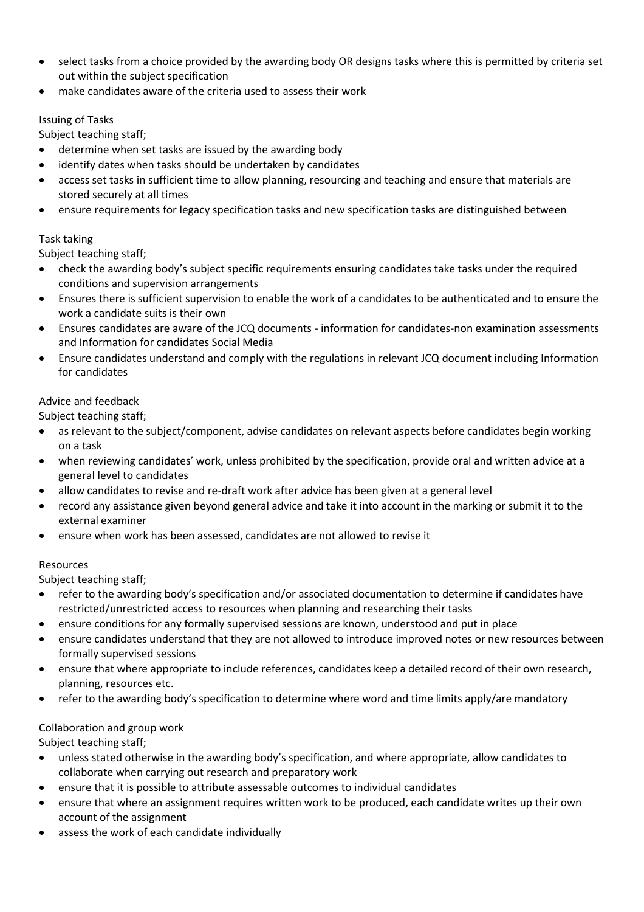- select tasks from a choice provided by the awarding body OR designs tasks where this is permitted by criteria set out within the subject specification
- make candidates aware of the criteria used to assess their work

Issuing of Tasks

Subject teaching staff;

- determine when set tasks are issued by the awarding body
- identify dates when tasks should be undertaken by candidates
- access set tasks in sufficient time to allow planning, resourcing and teaching and ensure that materials are stored securely at all times
- ensure requirements for legacy specification tasks and new specification tasks are distinguished between

Task taking

Subject teaching staff;

- check the awarding body's subject specific requirements ensuring candidates take tasks under the required conditions and supervision arrangements
- Ensures there is sufficient supervision to enable the work of a candidates to be authenticated and to ensure the work a candidate suits is their own
- Ensures candidates are aware of the JCQ documents - information for candidates-non examination assessments and Information for candidates Social Media
- Ensure candidates understand and comply with the regulations in relevant JCQ document including Information for candidates

Advice and feedback

Subject teaching staff;

- as relevant to the subject/component, advise candidates on relevant aspects before candidates begin working on a task
- when reviewing candidates' work, unless prohibited by the specification, provide oral and written advice at a general level to candidates
- allow candidates to revise and re-draft work after advice has been given at a general level
- record any assistance given beyond general advice and take it into account in the marking or submit it to the external examiner
- ensure when work has been assessed, candidates are not allowed to revise it

Resources

Subject teaching staff;

- refer to the awarding body's specification and/or associated documentation to determine if candidates have restricted/unrestricted access to resources when planning and researching their tasks
- ensure conditions for any formally supervised sessions are known, understood and put in place
- ensure candidates understand that they are not allowed to introduce improved notes or new resources between formally supervised sessions
- ensure that where appropriate to include references, candidates keep a detailed record of their own research, planning, resources etc.
- refer to the awarding body's specification to determine where word and time limits apply/are mandatory

Collaboration and group work

Subject teaching staff;

- unless stated otherwise in the awarding body's specification, and where appropriate, allow candidates to collaborate when carrying out research and preparatory work
- ensure that it is possible to attribute assessable outcomes to individual candidates
- ensure that where an assignment requires written work to be produced, each candidate writes up their own account of the assignment
- assess the work of each candidate individually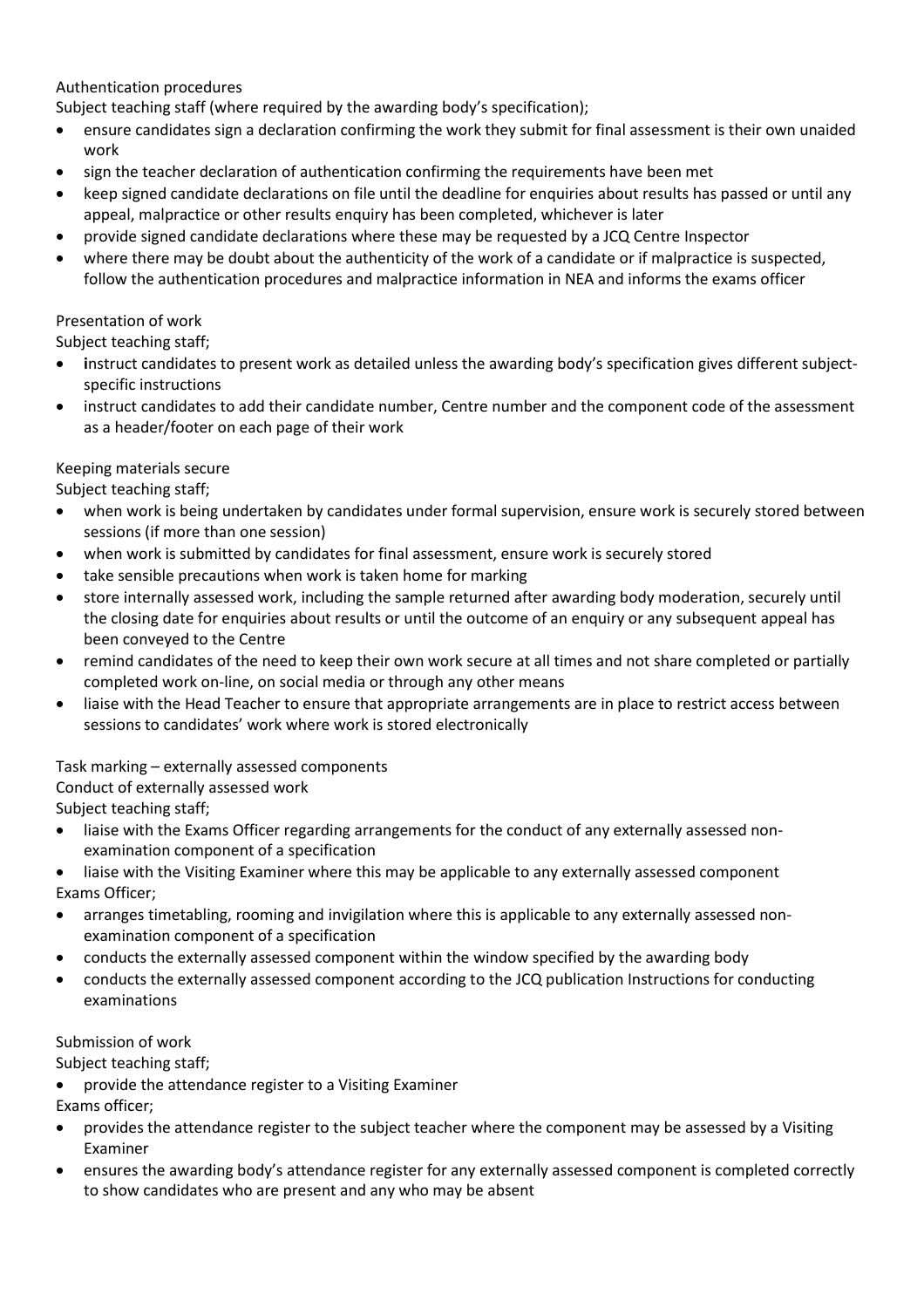Authentication procedures

Subject teaching staff (where required by the awarding body's specification);

- ensure candidates sign a declaration confirming the work they submit for final assessment is their own unaided work
- sign the teacher declaration of authentication confirming the requirements have been met
- keep signed candidate declarations on file until the deadline for enquiries about results has passed or until any appeal, malpractice or other results enquiry has been completed, whichever is later
- provide signed candidate declarations where these may be requested by a JCQ Centre Inspector
- where there may be doubt about the authenticity of the work of a candidate or if malpractice is suspected, follow the authentication procedures and malpractice information in NEA and informs the exams officer

Presentation of work

Subject teaching staff;

- instruct candidates to present work as detailed unless the awarding body's specification gives different subject-specific instructions
- instruct candidates to add their candidate number, Centre number and the component code of the assessment as a header/footer on each page of their work

Keeping materials secure

Subject teaching staff;

- when work is being undertaken by candidates under formal supervision, ensure work is securely stored between sessions (if more than one session)
- when work is submitted by candidates for final assessment, ensure work is securely stored
- take sensible precautions when work is taken home for marking
- store internally assessed work, including the sample returned after awarding body moderation, securely until the closing date for enquiries about results or until the outcome of an enquiry or any subsequent appeal has been conveyed to the Centre
- remind candidates of the need to keep their own work secure at all times and not share completed or partially completed work on-line, on social media or through any other means
- liaise with the Head Teacher to ensure that appropriate arrangements are in place to restrict access between sessions to candidates' work where work is stored electronically

Task marking – externally assessed components

Conduct of externally assessed work

Subject teaching staff;

- liaise with the Exams Officer regarding arrangements for the conduct of any externally assessed non-examination component of a specification
- liaise with the Visiting Examiner where this may be applicable to any externally assessed component

Exams Officer;

- arranges timetabling, rooming and invigilation where this is applicable to any externally assessed non-examination component of a specification
- conducts the externally assessed component within the window specified by the awarding body
- conducts the externally assessed component according to the JCQ publication Instructions for conducting examinations

Submission of work

Subject teaching staff;

- provide the attendance register to a Visiting Examiner

Exams officer;

- provides the attendance register to the subject teacher where the component may be assessed by a Visiting Examiner
- ensures the awarding body's attendance register for any externally assessed component is completed correctly to show candidates who are present and any who may be absent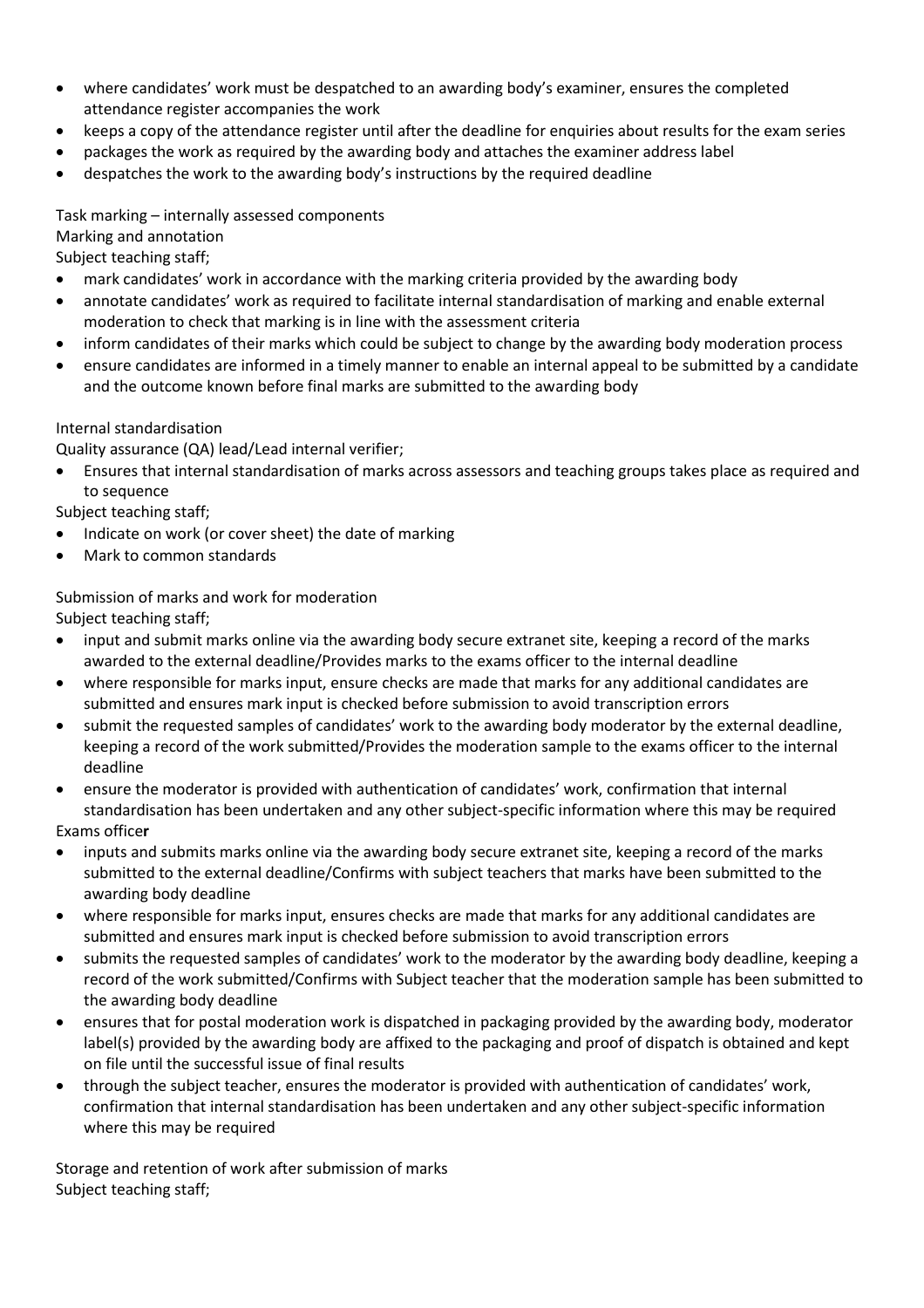- where candidates' work must be despatched to an awarding body's examiner, ensures the completed attendance register accompanies the work
- keeps a copy of the attendance register until after the deadline for enquiries about results for the exam series
- packages the work as required by the awarding body and attaches the examiner address label
- despatches the work to the awarding body's instructions by the required deadline

Task marking – internally assessed components

Marking and annotation

Subject teaching staff;

- mark candidates' work in accordance with the marking criteria provided by the awarding body
- annotate candidates' work as required to facilitate internal standardisation of marking and enable external moderation to check that marking is in line with the assessment criteria
- inform candidates of their marks which could be subject to change by the awarding body moderation process
- ensure candidates are informed in a timely manner to enable an internal appeal to be submitted by a candidate and the outcome known before final marks are submitted to the awarding body

Internal standardisation

Quality assurance (QA) lead/Lead internal verifier;

- Ensures that internal standardisation of marks across assessors and teaching groups takes place as required and to sequence

Subject teaching staff;

- Indicate on work (or cover sheet) the date of marking
- Mark to common standards

Submission of marks and work for moderation

Subject teaching staff;

- input and submit marks online via the awarding body secure extranet site, keeping a record of the marks awarded to the external deadline/Provides marks to the exams officer to the internal deadline
- where responsible for marks input, ensure checks are made that marks for any additional candidates are submitted and ensures mark input is checked before submission to avoid transcription errors
- submit the requested samples of candidates' work to the awarding body moderator by the external deadline, keeping a record of the work submitted/Provides the moderation sample to the exams officer to the internal deadline
- ensure the moderator is provided with authentication of candidates' work, confirmation that internal standardisation has been undertaken and any other subject-specific information where this may be required

Exams officer

- inputs and submits marks online via the awarding body secure extranet site, keeping a record of the marks submitted to the external deadline/Confirms with subject teachers that marks have been submitted to the awarding body deadline
- where responsible for marks input, ensures checks are made that marks for any additional candidates are submitted and ensures mark input is checked before submission to avoid transcription errors
- submits the requested samples of candidates' work to the moderator by the awarding body deadline, keeping a record of the work submitted/Confirms with Subject teacher that the moderation sample has been submitted to the awarding body deadline
- ensures that for postal moderation work is dispatched in packaging provided by the awarding body, moderator label(s) provided by the awarding body are affixed to the packaging and proof of dispatch is obtained and kept on file until the successful issue of final results
- through the subject teacher, ensures the moderator is provided with authentication of candidates' work, confirmation that internal standardisation has been undertaken and any other subject-specific information where this may be required

Storage and retention of work after submission of marks

Subject teaching staff;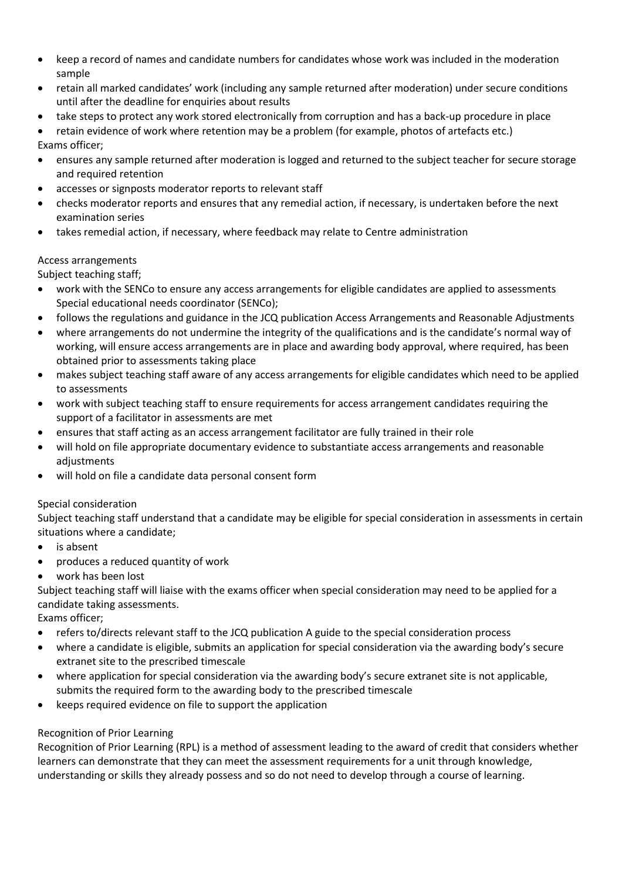- keep a record of names and candidate numbers for candidates whose work was included in the moderation sample
- retain all marked candidates' work (including any sample returned after moderation) under secure conditions until after the deadline for enquiries about results
- take steps to protect any work stored electronically from corruption and has a back-up procedure in place
- retain evidence of work where retention may be a problem (for example, photos of artefacts etc.)

Exams officer;

- ensures any sample returned after moderation is logged and returned to the subject teacher for secure storage and required retention
- accesses or signposts moderator reports to relevant staff
- checks moderator reports and ensures that any remedial action, if necessary, is undertaken before the next examination series
- takes remedial action, if necessary, where feedback may relate to Centre administration

Access arrangements

Subject teaching staff;

- work with the SENCo to ensure any access arrangements for eligible candidates are applied to assessments

Special educational needs coordinator (SENCo);

- follows the regulations and guidance in the JCQ publication Access Arrangements and Reasonable Adjustments
- where arrangements do not undermine the integrity of the qualifications and is the candidate's normal way of working, will ensure access arrangements are in place and awarding body approval, where required, has been obtained prior to assessments taking place
- makes subject teaching staff aware of any access arrangements for eligible candidates which need to be applied to assessments
- work with subject teaching staff to ensure requirements for access arrangement candidates requiring the support of a facilitator in assessments are met
- ensures that staff acting as an access arrangement facilitator are fully trained in their role
- will hold on file appropriate documentary evidence to substantiate access arrangements and reasonable adjustments
- will hold on file a candidate data personal consent form

Special consideration

Subject teaching staff understand that a candidate may be eligible for special consideration in assessments in certain situations where a candidate;

- is absent
- produces a reduced quantity of work
- work has been lost

Subject teaching staff will liaise with the exams officer when special consideration may need to be applied for a candidate taking assessments.

Exams officer;

- refers to/directs relevant staff to the JCQ publication A guide to the special consideration process
- where a candidate is eligible, submits an application for special consideration via the awarding body's secure extranet site to the prescribed timescale
- where application for special consideration via the awarding body's secure extranet site is not applicable, submits the required form to the awarding body to the prescribed timescale
- keeps required evidence on file to support the application

Recognition of Prior Learning

Recognition of Prior Learning (RPL) is a method of assessment leading to the award of credit that considers whether learners can demonstrate that they can meet the assessment requirements for a unit through knowledge, understanding or skills they already possess and so do not need to develop through a course of learning.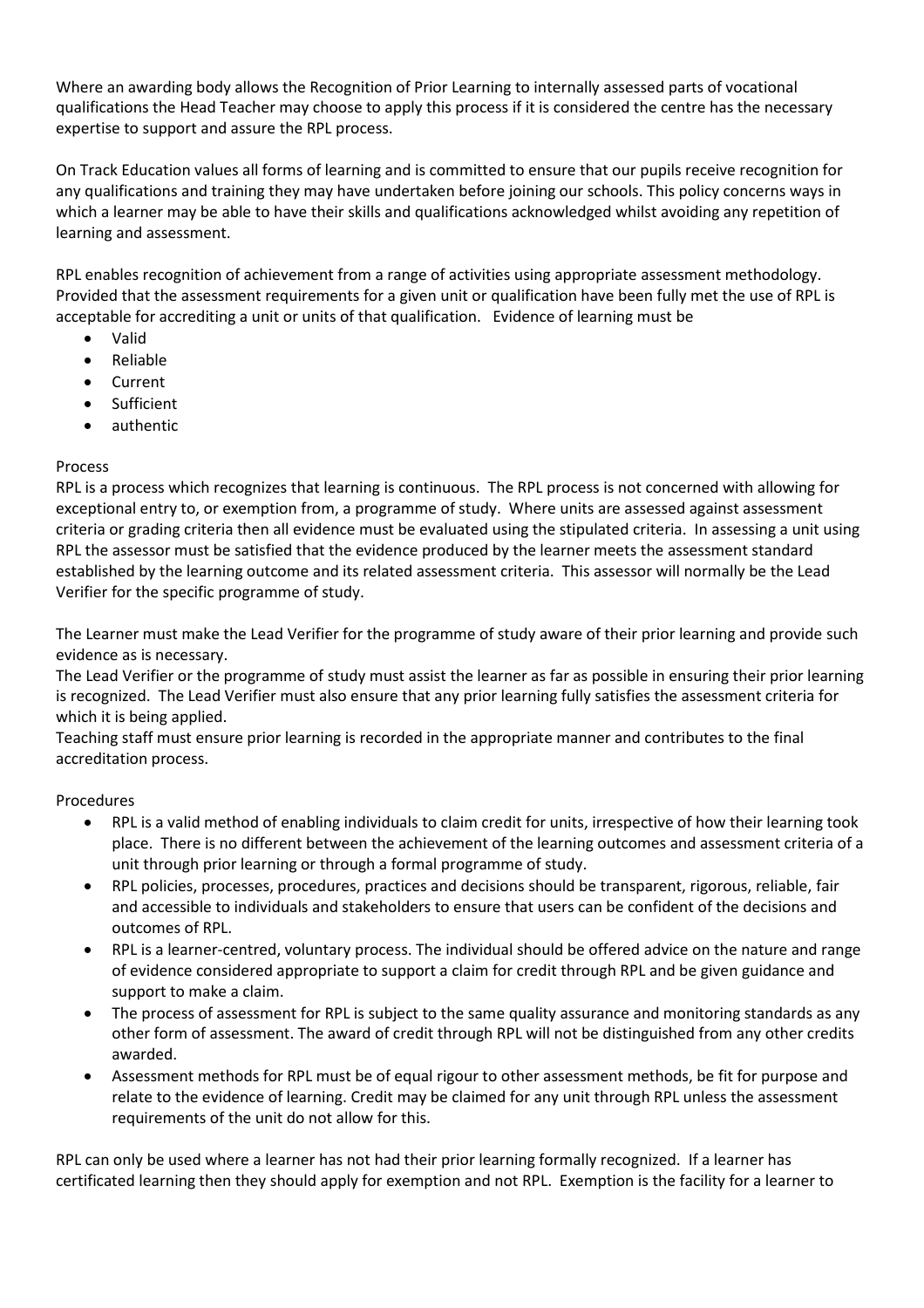Where an awarding body allows the Recognition of Prior Learning to internally assessed parts of vocational qualifications the Head Teacher may choose to apply this process if it is considered the centre has the necessary expertise to support and assure the RPL process.

On Track Education values all forms of learning and is committed to ensure that our pupils receive recognition for any qualifications and training they may have undertaken before joining our schools. This policy concerns ways in which a learner may be able to have their skills and qualifications acknowledged whilst avoiding any repetition of learning and assessment.

RPL enables recognition of achievement from a range of activities using appropriate assessment methodology. Provided that the assessment requirements for a given unit or qualification have been fully met the use of RPL is acceptable for accrediting a unit or units of that qualification. Evidence of learning must be

- Valid
- Reliable
- Current
- Sufficient
- authentic

Process

RPL is a process which recognizes that learning is continuous. The RPL process is not concerned with allowing for exceptional entry to, or exemption from, a programme of study. Where units are assessed against assessment criteria or grading criteria then all evidence must be evaluated using the stipulated criteria. In assessing a unit using RPL the assessor must be satisfied that the evidence produced by the learner meets the assessment standard established by the learning outcome and its related assessment criteria. This assessor will normally be the Lead Verifier for the specific programme of study.

The Learner must make the Lead Verifier for the programme of study aware of their prior learning and provide such evidence as is necessary.

The Lead Verifier or the programme of study must assist the learner as far as possible in ensuring their prior learning is recognized. The Lead Verifier must also ensure that any prior learning fully satisfies the assessment criteria for which it is being applied.

Teaching staff must ensure prior learning is recorded in the appropriate manner and contributes to the final accreditation process.

Procedures

- RPL is a valid method of enabling individuals to claim credit for units, irrespective of how their learning took place. There is no different between the achievement of the learning outcomes and assessment criteria of a unit through prior learning or through a formal programme of study.
- RPL policies, processes, procedures, practices and decisions should be transparent, rigorous, reliable, fair and accessible to individuals and stakeholders to ensure that users can be confident of the decisions and outcomes of RPL.
- RPL is a learner-centred, voluntary process. The individual should be offered advice on the nature and range of evidence considered appropriate to support a claim for credit through RPL and be given guidance and support to make a claim.
- The process of assessment for RPL is subject to the same quality assurance and monitoring standards as any other form of assessment. The award of credit through RPL will not be distinguished from any other credits awarded.
- Assessment methods for RPL must be of equal rigour to other assessment methods, be fit for purpose and relate to the evidence of learning. Credit may be claimed for any unit through RPL unless the assessment requirements of the unit do not allow for this.

RPL can only be used where a learner has not had their prior learning formally recognized. If a learner has certificated learning then they should apply for exemption and not RPL. Exemption is the facility for a learner to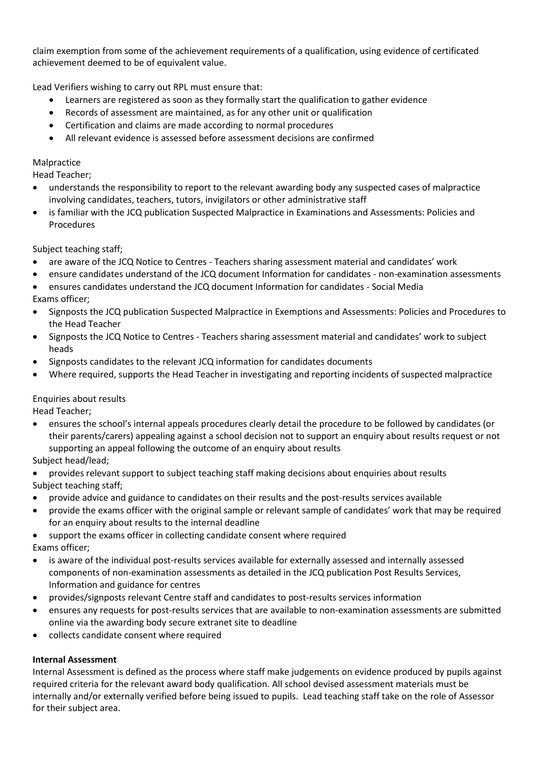claim exemption from some of the achievement requirements of a qualification, using evidence of certificated achievement deemed to be of equivalent value.

Lead Verifiers wishing to carry out RPL must ensure that:

- Learners are registered as soon as they formally start the qualification to gather evidence
- Records of assessment are maintained, as for any other unit or qualification
- Certification and claims are made according to normal procedures
- All relevant evidence is assessed before assessment decisions are confirmed

Malpractice

Head Teacher;

- understands the responsibility to report to the relevant awarding body any suspected cases of malpractice involving candidates, teachers, tutors, invigilators or other administrative staff
- is familiar with the JCQ publication Suspected Malpractice in Examinations and Assessments: Policies and Procedures

Subject teaching staff;

- are aware of the JCQ Notice to Centres - Teachers sharing assessment material and candidates' work
- ensure candidates understand of the JCQ document Information for candidates - non-examination assessments
- ensures candidates understand the JCQ document Information for candidates - Social Media

Exams officer;

- Signposts the JCQ publication Suspected Malpractice in Exemptions and Assessments: Policies and Procedures to the Head Teacher
- Signposts the JCQ Notice to Centres - Teachers sharing assessment material and candidates' work to subject heads
- Signposts candidates to the relevant JCQ information for candidates documents
- Where required, supports the Head Teacher in investigating and reporting incidents of suspected malpractice

Enquiries about results

Head Teacher;

- ensures the school's internal appeals procedures clearly detail the procedure to be followed by candidates (or their parents/carers) appealing against a school decision not to support an enquiry about results request or not supporting an appeal following the outcome of an enquiry about results

Subject head/lead;

- provides relevant support to subject teaching staff making decisions about enquiries about results

Subject teaching staff;

- provide advice and guidance to candidates on their results and the post-results services available
- provide the exams officer with the original sample or relevant sample of candidates' work that may be required for an enquiry about results to the internal deadline
- support the exams officer in collecting candidate consent where required

Exams officer;

- is aware of the individual post-results services available for externally assessed and internally assessed components of non-examination assessments as detailed in the JCQ publication Post Results Services, Information and guidance for centres
- provides/signposts relevant Centre staff and candidates to post-results services information
- ensures any requests for post-results services that are available to non-examination assessments are submitted online via the awarding body secure extranet site to deadline
- collects candidate consent where required

**Internal Assessment**

Internal Assessment is defined as the process where staff make judgements on evidence produced by pupils against required criteria for the relevant award body qualification. All school devised assessment materials must be internally and/or externally verified before being issued to pupils. Lead teaching staff take on the role of Assessor for their subject area.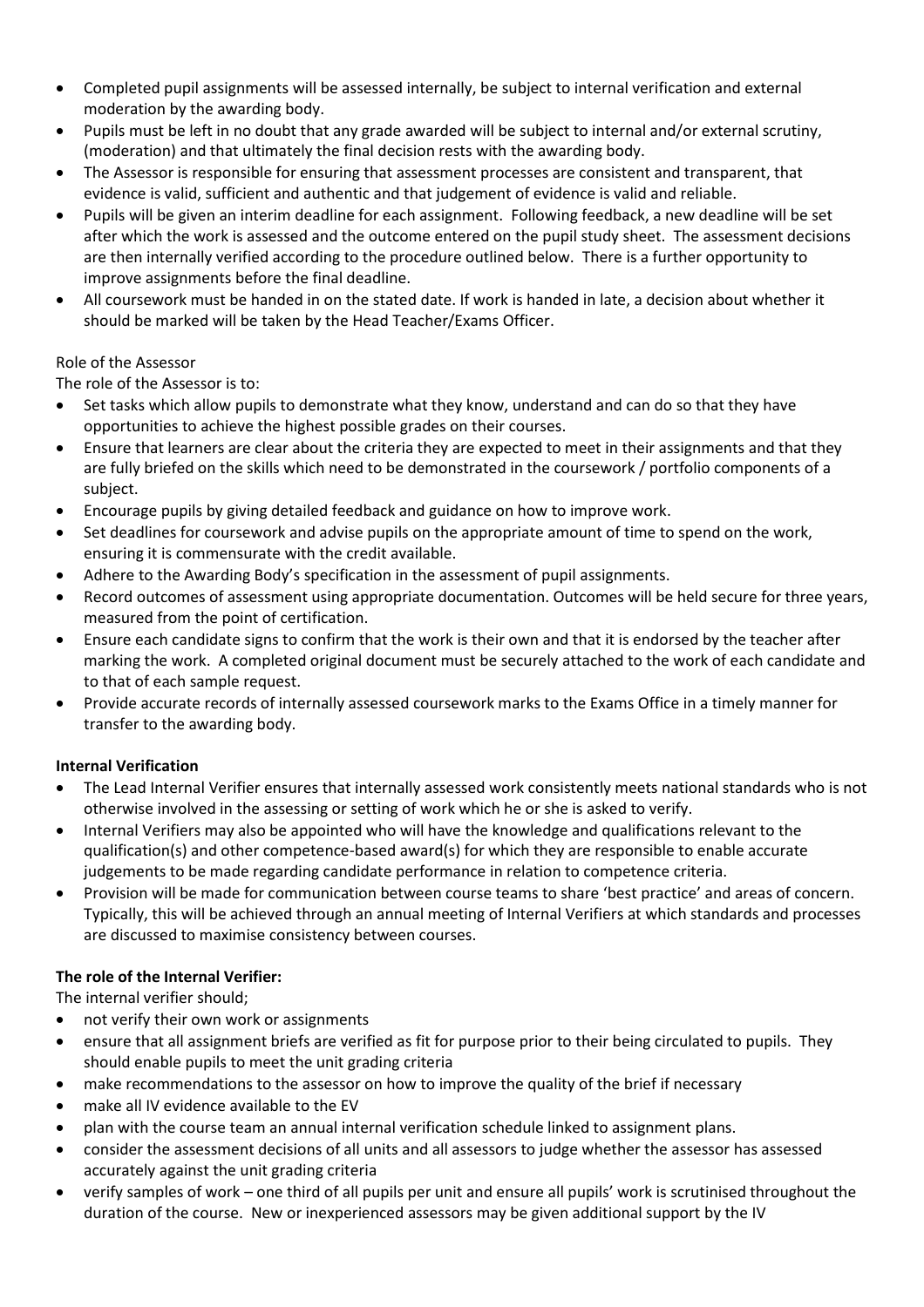- Completed pupil assignments will be assessed internally, be subject to internal verification and external moderation by the awarding body.
- Pupils must be left in no doubt that any grade awarded will be subject to internal and/or external scrutiny, (moderation) and that ultimately the final decision rests with the awarding body.
- The Assessor is responsible for ensuring that assessment processes are consistent and transparent, that evidence is valid, sufficient and authentic and that judgement of evidence is valid and reliable.
- Pupils will be given an interim deadline for each assignment. Following feedback, a new deadline will be set after which the work is assessed and the outcome entered on the pupil study sheet. The assessment decisions are then internally verified according to the procedure outlined below. There is a further opportunity to improve assignments before the final deadline.
- All coursework must be handed in on the stated date. If work is handed in late, a decision about whether it should be marked will be taken by the Head Teacher/Exams Officer.

Role of the Assessor

The role of the Assessor is to:

- Set tasks which allow pupils to demonstrate what they know, understand and can do so that they have opportunities to achieve the highest possible grades on their courses.
- Ensure that learners are clear about the criteria they are expected to meet in their assignments and that they are fully briefed on the skills which need to be demonstrated in the coursework / portfolio components of a subject.
- Encourage pupils by giving detailed feedback and guidance on how to improve work.
- Set deadlines for coursework and advise pupils on the appropriate amount of time to spend on the work, ensuring it is commensurate with the credit available.
- Adhere to the Awarding Body's specification in the assessment of pupil assignments.
- Record outcomes of assessment using appropriate documentation. Outcomes will be held secure for three years, measured from the point of certification.
- Ensure each candidate signs to confirm that the work is their own and that it is endorsed by the teacher after marking the work. A completed original document must be securely attached to the work of each candidate and to that of each sample request.
- Provide accurate records of internally assessed coursework marks to the Exams Office in a timely manner for transfer to the awarding body.

**Internal Verification**

- The Lead Internal Verifier ensures that internally assessed work consistently meets national standards who is not otherwise involved in the assessing or setting of work which he or she is asked to verify.
- Internal Verifiers may also be appointed who will have the knowledge and qualifications relevant to the qualification(s) and other competence-based award(s) for which they are responsible to enable accurate judgements to be made regarding candidate performance in relation to competence criteria.
- Provision will be made for communication between course teams to share 'best practice' and areas of concern. Typically, this will be achieved through an annual meeting of Internal Verifiers at which standards and processes are discussed to maximise consistency between courses.

**The role of the Internal Verifier:**

The internal verifier should;

- not verify their own work or assignments
- ensure that all assignment briefs are verified as fit for purpose prior to their being circulated to pupils. They should enable pupils to meet the unit grading criteria
- make recommendations to the assessor on how to improve the quality of the brief if necessary
- make all IV evidence available to the EV
- plan with the course team an annual internal verification schedule linked to assignment plans.
- consider the assessment decisions of all units and all assessors to judge whether the assessor has assessed accurately against the unit grading criteria
- verify samples of work – one third of all pupils per unit and ensure all pupils' work is scrutinised throughout the duration of the course. New or inexperienced assessors may be given additional support by the IV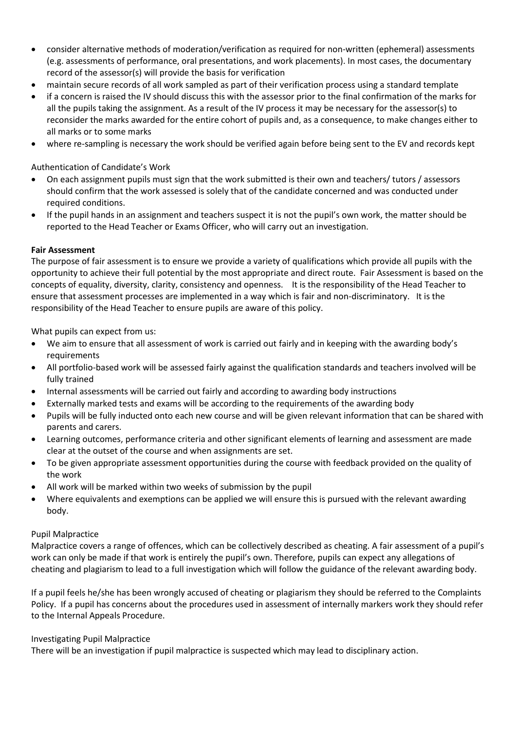- consider alternative methods of moderation/verification as required for non-written (ephemeral) assessments (e.g. assessments of performance, oral presentations, and work placements). In most cases, the documentary record of the assessor(s) will provide the basis for verification
- maintain secure records of all work sampled as part of their verification process using a standard template
- if a concern is raised the IV should discuss this with the assessor prior to the final confirmation of the marks for all the pupils taking the assignment. As a result of the IV process it may be necessary for the assessor(s) to reconsider the marks awarded for the entire cohort of pupils and, as a consequence, to make changes either to all marks or to some marks
- where re-sampling is necessary the work should be verified again before being sent to the EV and records kept

Authentication of Candidate's Work

- On each assignment pupils must sign that the work submitted is their own and teachers/ tutors / assessors should confirm that the work assessed is solely that of the candidate concerned and was conducted under required conditions.
- If the pupil hands in an assignment and teachers suspect it is not the pupil's own work, the matter should be reported to the Head Teacher or Exams Officer, who will carry out an investigation.

**Fair Assessment**

The purpose of fair assessment is to ensure we provide a variety of qualifications which provide all pupils with the opportunity to achieve their full potential by the most appropriate and direct route. Fair Assessment is based on the concepts of equality, diversity, clarity, consistency and openness. It is the responsibility of the Head Teacher to ensure that assessment processes are implemented in a way which is fair and non-discriminatory. It is the responsibility of the Head Teacher to ensure pupils are aware of this policy.

What pupils can expect from us:

- We aim to ensure that all assessment of work is carried out fairly and in keeping with the awarding body's requirements
- All portfolio-based work will be assessed fairly against the qualification standards and teachers involved will be fully trained
- Internal assessments will be carried out fairly and according to awarding body instructions
- Externally marked tests and exams will be according to the requirements of the awarding body
- Pupils will be fully inducted onto each new course and will be given relevant information that can be shared with parents and carers.
- Learning outcomes, performance criteria and other significant elements of learning and assessment are made clear at the outset of the course and when assignments are set.
- To be given appropriate assessment opportunities during the course with feedback provided on the quality of the work
- All work will be marked within two weeks of submission by the pupil
- Where equivalents and exemptions can be applied we will ensure this is pursued with the relevant awarding body.

Pupil Malpractice

Malpractice covers a range of offences, which can be collectively described as cheating. A fair assessment of a pupil's work can only be made if that work is entirely the pupil's own. Therefore, pupils can expect any allegations of cheating and plagiarism to lead to a full investigation which will follow the guidance of the relevant awarding body.

If a pupil feels he/she has been wrongly accused of cheating or plagiarism they should be referred to the Complaints Policy. If a pupil has concerns about the procedures used in assessment of internally markers work they should refer to the Internal Appeals Procedure.

Investigating Pupil Malpractice

There will be an investigation if pupil malpractice is suspected which may lead to disciplinary action.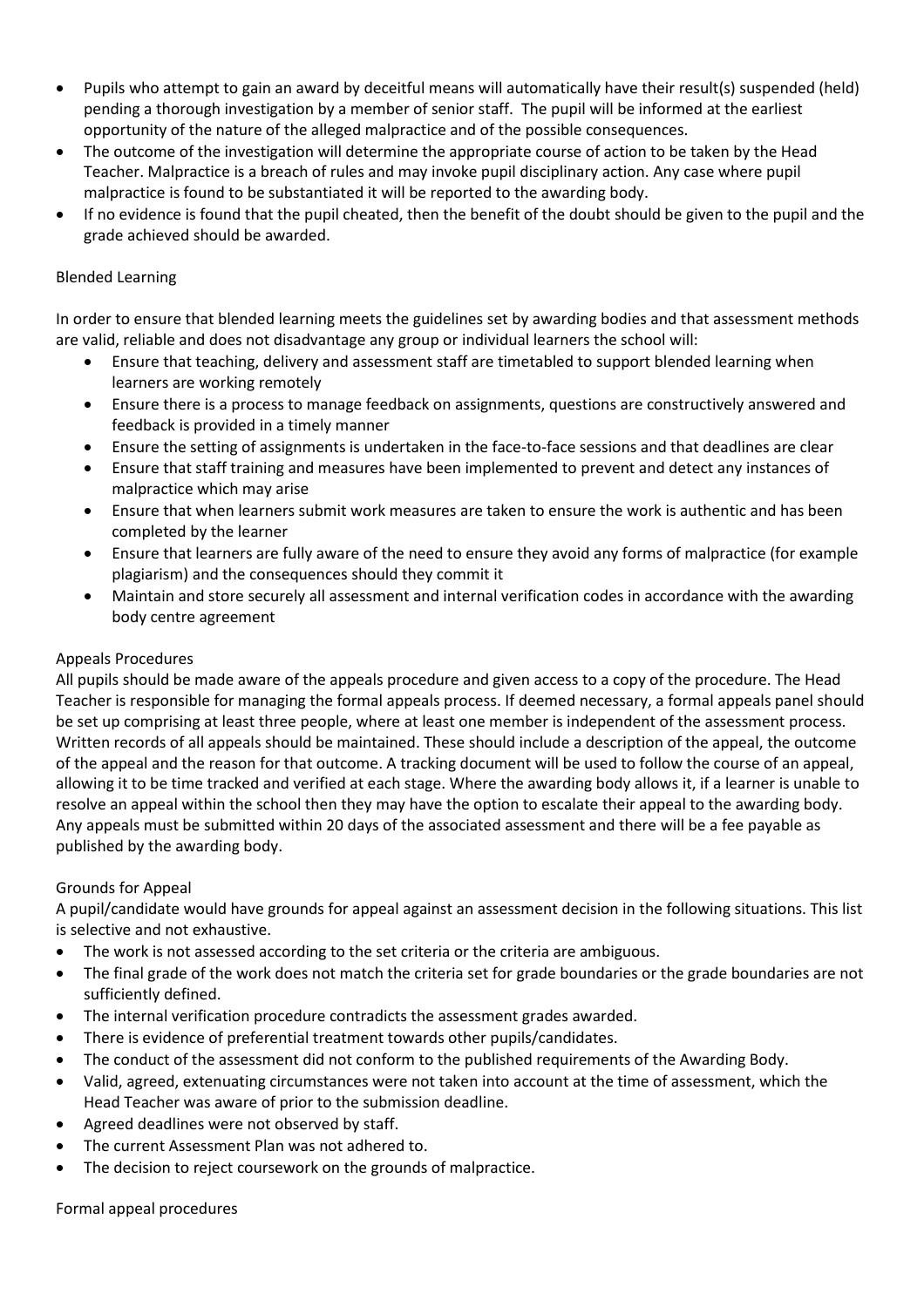- Pupils who attempt to gain an award by deceitful means will automatically have their result(s) suspended (held) pending a thorough investigation by a member of senior staff. The pupil will be informed at the earliest opportunity of the nature of the alleged malpractice and of the possible consequences.
- The outcome of the investigation will determine the appropriate course of action to be taken by the Head Teacher. Malpractice is a breach of rules and may invoke pupil disciplinary action. Any case where pupil malpractice is found to be substantiated it will be reported to the awarding body.
- If no evidence is found that the pupil cheated, then the benefit of the doubt should be given to the pupil and the grade achieved should be awarded.

Blended Learning

In order to ensure that blended learning meets the guidelines set by awarding bodies and that assessment methods are valid, reliable and does not disadvantage any group or individual learners the school will:

- Ensure that teaching, delivery and assessment staff are timetabled to support blended learning when learners are working remotely
- Ensure there is a process to manage feedback on assignments, questions are constructively answered and feedback is provided in a timely manner
- Ensure the setting of assignments is undertaken in the face-to-face sessions and that deadlines are clear
- Ensure that staff training and measures have been implemented to prevent and detect any instances of malpractice which may arise
- Ensure that when learners submit work measures are taken to ensure the work is authentic and has been completed by the learner
- Ensure that learners are fully aware of the need to ensure they avoid any forms of malpractice (for example plagiarism) and the consequences should they commit it
- Maintain and store securely all assessment and internal verification codes in accordance with the awarding body centre agreement

Appeals Procedures

All pupils should be made aware of the appeals procedure and given access to a copy of the procedure. The Head Teacher is responsible for managing the formal appeals process. If deemed necessary, a formal appeals panel should be set up comprising at least three people, where at least one member is independent of the assessment process. Written records of all appeals should be maintained. These should include a description of the appeal, the outcome of the appeal and the reason for that outcome. A tracking document will be used to follow the course of an appeal, allowing it to be time tracked and verified at each stage. Where the awarding body allows it, if a learner is unable to resolve an appeal within the school then they may have the option to escalate their appeal to the awarding body. Any appeals must be submitted within 20 days of the associated assessment and there will be a fee payable as published by the awarding body.

Grounds for Appeal

A pupil/candidate would have grounds for appeal against an assessment decision in the following situations. This list is selective and not exhaustive.

- The work is not assessed according to the set criteria or the criteria are ambiguous.
- The final grade of the work does not match the criteria set for grade boundaries or the grade boundaries are not sufficiently defined.
- The internal verification procedure contradicts the assessment grades awarded.
- There is evidence of preferential treatment towards other pupils/candidates.
- The conduct of the assessment did not conform to the published requirements of the Awarding Body.
- Valid, agreed, extenuating circumstances were not taken into account at the time of assessment, which the Head Teacher was aware of prior to the submission deadline.
- Agreed deadlines were not observed by staff.
- The current Assessment Plan was not adhered to.
- The decision to reject coursework on the grounds of malpractice.

Formal appeal procedures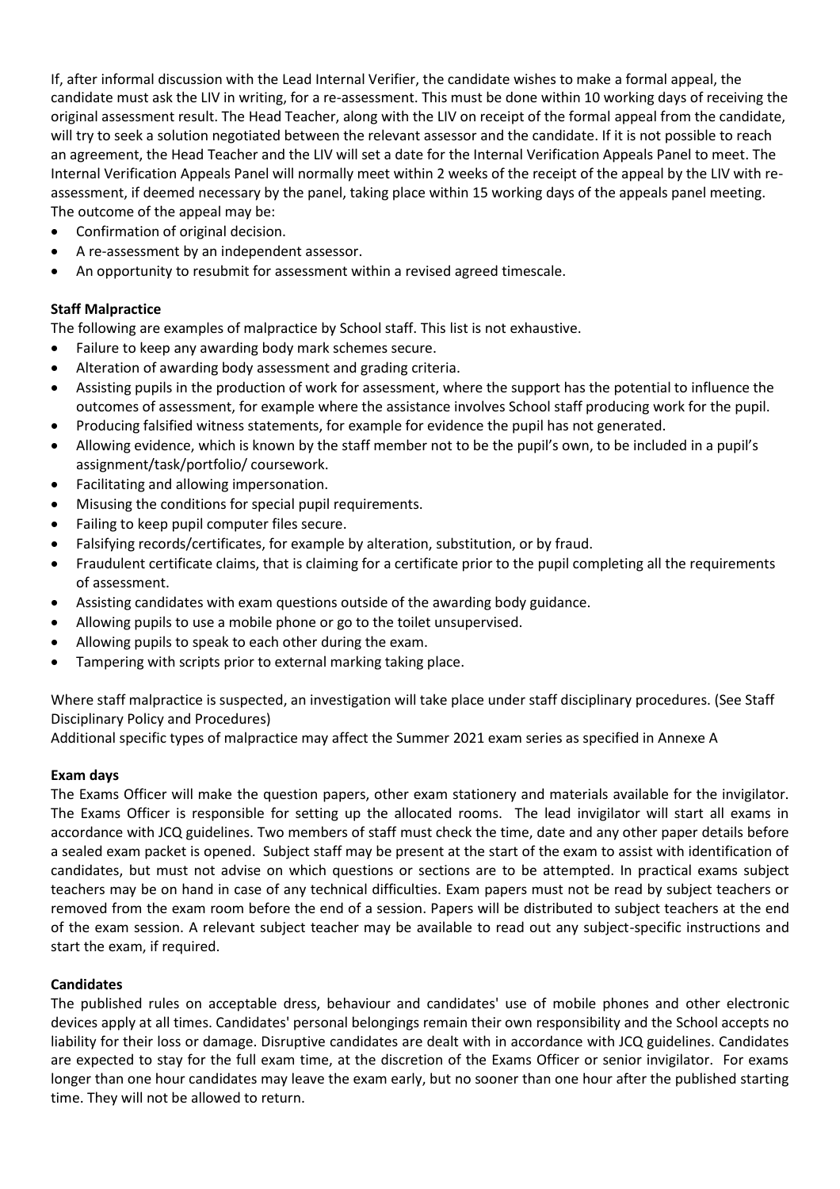If, after informal discussion with the Lead Internal Verifier, the candidate wishes to make a formal appeal, the candidate must ask the LIV in writing, for a re-assessment. This must be done within 10 working days of receiving the original assessment result. The Head Teacher, along with the LIV on receipt of the formal appeal from the candidate, will try to seek a solution negotiated between the relevant assessor and the candidate. If it is not possible to reach an agreement, the Head Teacher and the LIV will set a date for the Internal Verification Appeals Panel to meet. The Internal Verification Appeals Panel will normally meet within 2 weeks of the receipt of the appeal by the LIV with re-assessment, if deemed necessary by the panel, taking place within 15 working days of the appeals panel meeting. The outcome of the appeal may be:

- Confirmation of original decision.
- A re-assessment by an independent assessor.
- An opportunity to resubmit for assessment within a revised agreed timescale.

**Staff Malpractice**

The following are examples of malpractice by School staff. This list is not exhaustive.

- Failure to keep any awarding body mark schemes secure.
- Alteration of awarding body assessment and grading criteria.
- Assisting pupils in the production of work for assessment, where the support has the potential to influence the outcomes of assessment, for example where the assistance involves School staff producing work for the pupil.
- Producing falsified witness statements, for example for evidence the pupil has not generated.
- Allowing evidence, which is known by the staff member not to be the pupil's own, to be included in a pupil's assignment/task/portfolio/ coursework.
- Facilitating and allowing impersonation.
- Misusing the conditions for special pupil requirements.
- Failing to keep pupil computer files secure.
- Falsifying records/certificates, for example by alteration, substitution, or by fraud.
- Fraudulent certificate claims, that is claiming for a certificate prior to the pupil completing all the requirements of assessment.
- Assisting candidates with exam questions outside of the awarding body guidance.
- Allowing pupils to use a mobile phone or go to the toilet unsupervised.
- Allowing pupils to speak to each other during the exam.
- Tampering with scripts prior to external marking taking place.

Where staff malpractice is suspected, an investigation will take place under staff disciplinary procedures. (See Staff Disciplinary Policy and Procedures)

Additional specific types of malpractice may affect the Summer 2021 exam series as specified in Annexe A

**Exam days**

The Exams Officer will make the question papers, other exam stationery and materials available for the invigilator. The Exams Officer is responsible for setting up the allocated rooms. The lead invigilator will start all exams in accordance with JCQ guidelines. Two members of staff must check the time, date and any other paper details before a sealed exam packet is opened. Subject staff may be present at the start of the exam to assist with identification of candidates, but must not advise on which questions or sections are to be attempted. In practical exams subject teachers may be on hand in case of any technical difficulties. Exam papers must not be read by subject teachers or removed from the exam room before the end of a session. Papers will be distributed to subject teachers at the end of the exam session. A relevant subject teacher may be available to read out any subject-specific instructions and start the exam, if required.

**Candidates**

The published rules on acceptable dress, behaviour and candidates' use of mobile phones and other electronic devices apply at all times. Candidates' personal belongings remain their own responsibility and the School accepts no liability for their loss or damage. Disruptive candidates are dealt with in accordance with JCQ guidelines. Candidates are expected to stay for the full exam time, at the discretion of the Exams Officer or senior invigilator. For exams longer than one hour candidates may leave the exam early, but no sooner than one hour after the published starting time. They will not be allowed to return.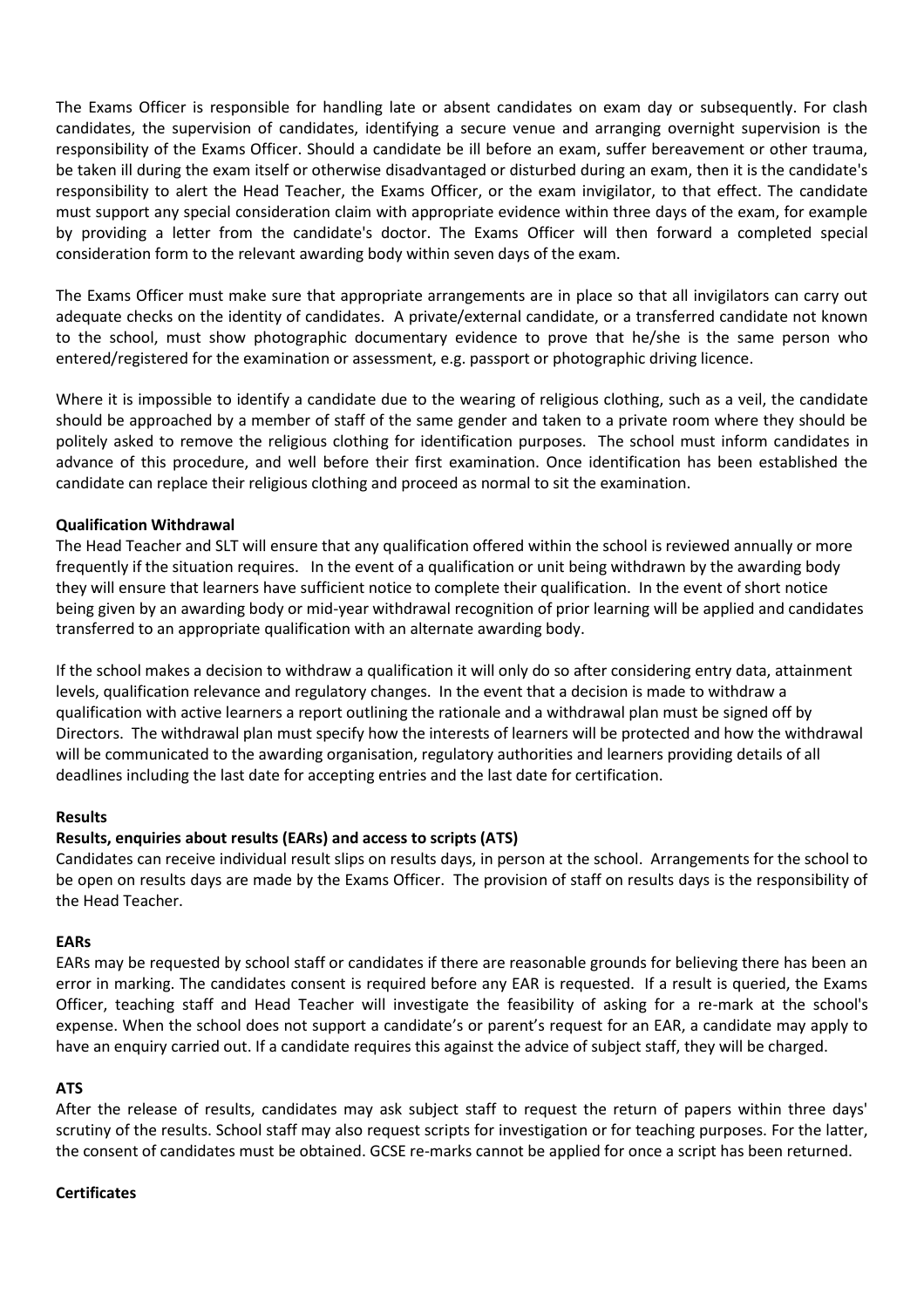The Exams Officer is responsible for handling late or absent candidates on exam day or subsequently. For clash candidates, the supervision of candidates, identifying a secure venue and arranging overnight supervision is the responsibility of the Exams Officer. Should a candidate be ill before an exam, suffer bereavement or other trauma, be taken ill during the exam itself or otherwise disadvantaged or disturbed during an exam, then it is the candidate's responsibility to alert the Head Teacher, the Exams Officer, or the exam invigilator, to that effect. The candidate must support any special consideration claim with appropriate evidence within three days of the exam, for example by providing a letter from the candidate's doctor. The Exams Officer will then forward a completed special consideration form to the relevant awarding body within seven days of the exam.

The Exams Officer must make sure that appropriate arrangements are in place so that all invigilators can carry out adequate checks on the identity of candidates. A private/external candidate, or a transferred candidate not known to the school, must show photographic documentary evidence to prove that he/she is the same person who entered/registered for the examination or assessment, e.g. passport or photographic driving licence.

Where it is impossible to identify a candidate due to the wearing of religious clothing, such as a veil, the candidate should be approached by a member of staff of the same gender and taken to a private room where they should be politely asked to remove the religious clothing for identification purposes. The school must inform candidates in advance of this procedure, and well before their first examination. Once identification has been established the candidate can replace their religious clothing and proceed as normal to sit the examination.

**Qualification Withdrawal**

The Head Teacher and SLT will ensure that any qualification offered within the school is reviewed annually or more frequently if the situation requires. In the event of a qualification or unit being withdrawn by the awarding body they will ensure that learners have sufficient notice to complete their qualification. In the event of short notice being given by an awarding body or mid-year withdrawal recognition of prior learning will be applied and candidates transferred to an appropriate qualification with an alternate awarding body.

If the school makes a decision to withdraw a qualification it will only do so after considering entry data, attainment levels, qualification relevance and regulatory changes. In the event that a decision is made to withdraw a qualification with active learners a report outlining the rationale and a withdrawal plan must be signed off by Directors. The withdrawal plan must specify how the interests of learners will be protected and how the withdrawal will be communicated to the awarding organisation, regulatory authorities and learners providing details of all deadlines including the last date for accepting entries and the last date for certification.

**Results**

**Results, enquiries about results (EARs) and access to scripts (ATS)**

Candidates can receive individual result slips on results days, in person at the school. Arrangements for the school to be open on results days are made by the Exams Officer. The provision of staff on results days is the responsibility of the Head Teacher.

**EARs**

EARs may be requested by school staff or candidates if there are reasonable grounds for believing there has been an error in marking. The candidates consent is required before any EAR is requested. If a result is queried, the Exams Officer, teaching staff and Head Teacher will investigate the feasibility of asking for a re-mark at the school's expense. When the school does not support a candidate's or parent's request for an EAR, a candidate may apply to have an enquiry carried out. If a candidate requires this against the advice of subject staff, they will be charged.

**ATS**

After the release of results, candidates may ask subject staff to request the return of papers within three days' scrutiny of the results. School staff may also request scripts for investigation or for teaching purposes. For the latter, the consent of candidates must be obtained. GCSE re-marks cannot be applied for once a script has been returned.

**Certificates**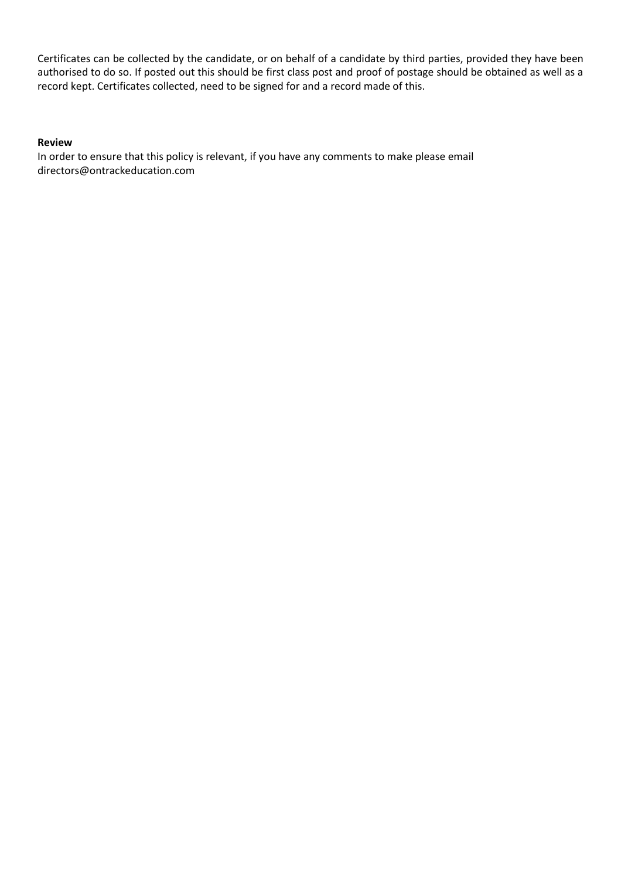Certificates can be collected by the candidate, or on behalf of a candidate by third parties, provided they have been authorised to do so. If posted out this should be first class post and proof of postage should be obtained as well as a record kept. Certificates collected, need to be signed for and a record made of this.

**Review**

In order to ensure that this policy is relevant, if you have any comments to make please email directors@ontrackeducation.com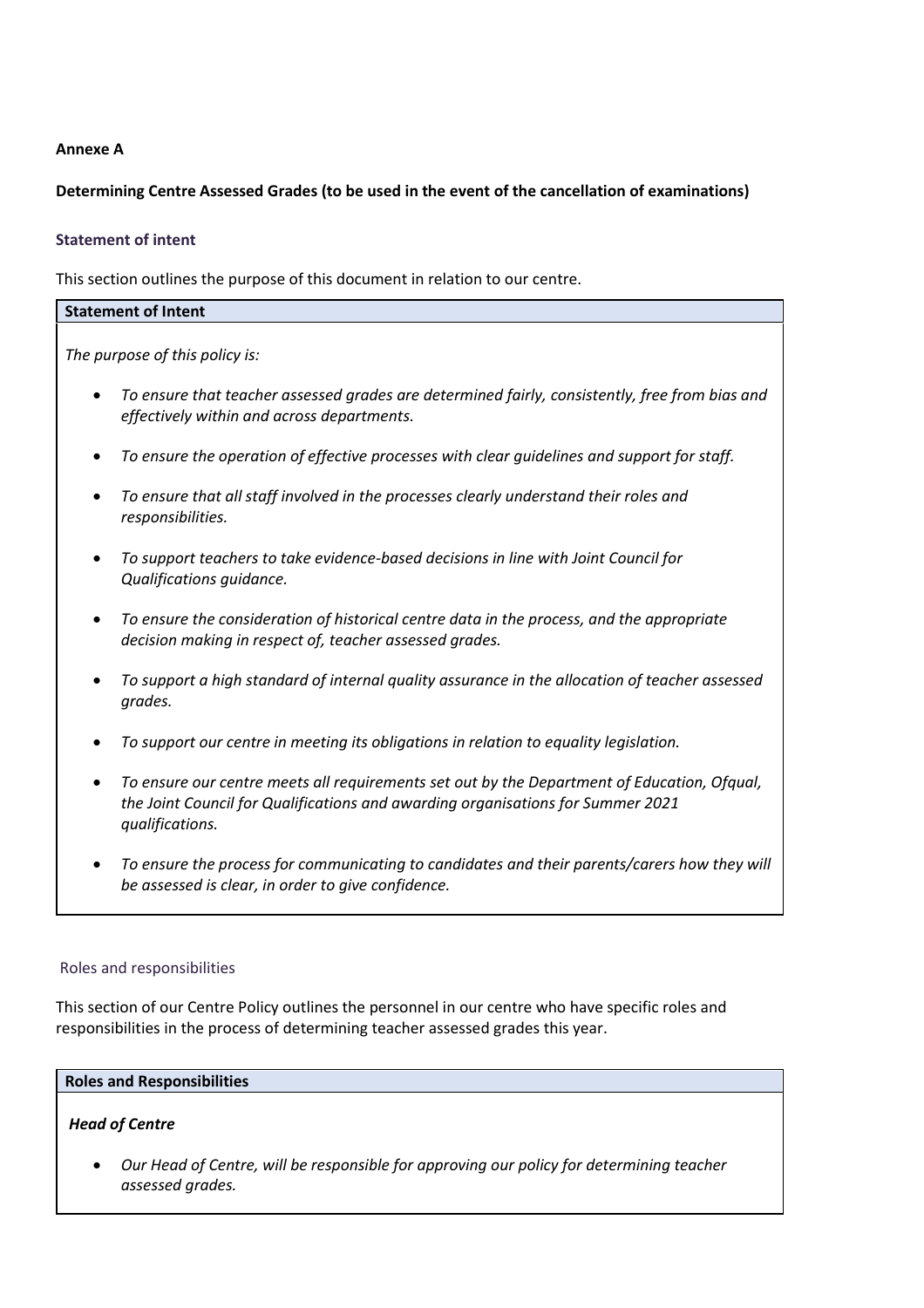**Annexe A**

**Determining Centre Assessed Grades (to be used in the event of the cancellation of examinations)**

### Statement of intent

This section outlines the purpose of this document in relation to our centre.

| **Statement of Intent** |
| --- |
| *The purpose of this policy is:*<br><br>• *To ensure that teacher assessed grades are determined fairly, consistently, free from bias and effectively within and across departments.*<br>• *To ensure the operation of effective processes with clear guidelines and support for staff.*<br>• *To ensure that all staff involved in the processes clearly understand their roles and responsibilities.*<br>• *To support teachers to take evidence-based decisions in line with Joint Council for Qualifications guidance.*<br>• *To ensure the consideration of historical centre data in the process, and the appropriate decision making in respect of, teacher assessed grades.*<br>• *To support a high standard of internal quality assurance in the allocation of teacher assessed grades.*<br>• *To support our centre in meeting its obligations in relation to equality legislation.*<br>• *To ensure our centre meets all requirements set out by the Department of Education, Ofqual, the Joint Council for Qualifications and awarding organisations for Summer 2021 qualifications.*<br>• *To ensure the process for communicating to candidates and their parents/carers how they will be assessed is clear, in order to give confidence.* |

### Roles and responsibilities

This section of our Centre Policy outlines the personnel in our centre who have specific roles and responsibilities in the process of determining teacher assessed grades this year.

| **Roles and Responsibilities** |
| --- |
| ***Head of Centre***<br><br>• *Our Head of Centre, will be responsible for approving our policy for determining teacher assessed grades.* |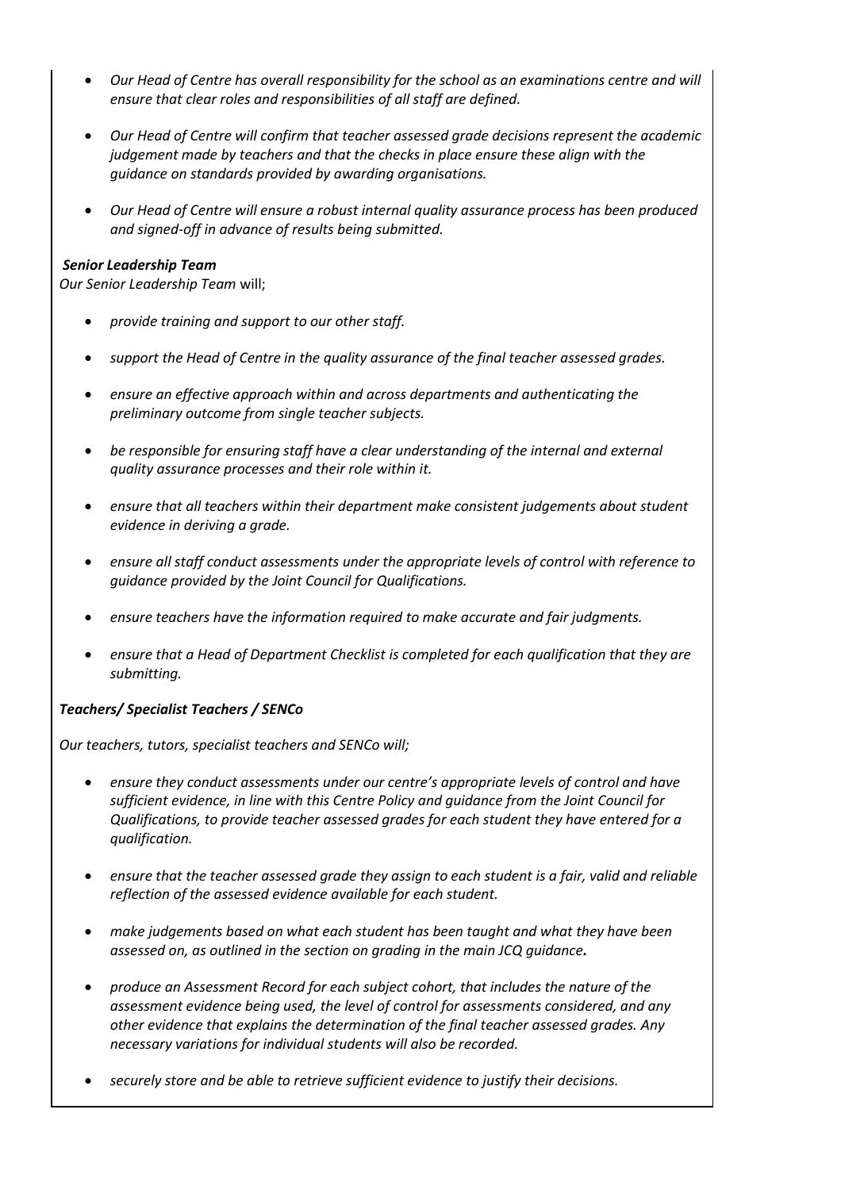- *Our Head of Centre has overall responsibility for the school as an examinations centre and will ensure that clear roles and responsibilities of all staff are defined.*

- *Our Head of Centre will confirm that teacher assessed grade decisions represent the academic judgement made by teachers and that the checks in place ensure these align with the guidance on standards provided by awarding organisations.*

- *Our Head of Centre will ensure a robust internal quality assurance process has been produced and signed-off in advance of results being submitted.*

***Senior Leadership Team***

*Our Senior Leadership Team* will;

- *provide training and support to our other staff.*

- *support the Head of Centre in the quality assurance of the final teacher assessed grades.*

- *ensure an effective approach within and across departments and authenticating the preliminary outcome from single teacher subjects.*

- *be responsible for ensuring staff have a clear understanding of the internal and external quality assurance processes and their role within it.*

- *ensure that all teachers within their department make consistent judgements about student evidence in deriving a grade.*

- *ensure all staff conduct assessments under the appropriate levels of control with reference to guidance provided by the Joint Council for Qualifications.*

- *ensure teachers have the information required to make accurate and fair judgments.*

- *ensure that a Head of Department Checklist is completed for each qualification that they are submitting.*

***Teachers/ Specialist Teachers / SENCo***

*Our teachers, tutors, specialist teachers and SENCo will;*

- *ensure they conduct assessments under our centre's appropriate levels of control and have sufficient evidence, in line with this Centre Policy and guidance from the Joint Council for Qualifications, to provide teacher assessed grades for each student they have entered for a qualification.*

- *ensure that the teacher assessed grade they assign to each student is a fair, valid and reliable reflection of the assessed evidence available for each student.*

- *make judgements based on what each student has been taught and what they have been assessed on, as outlined in the section on grading in the main JCQ guidance**.***

- *produce an Assessment Record for each subject cohort, that includes the nature of the assessment evidence being used, the level of control for assessments considered, and any other evidence that explains the determination of the final teacher assessed grades. Any necessary variations for individual students will also be recorded.*

- *securely store and be able to retrieve sufficient evidence to justify their decisions.*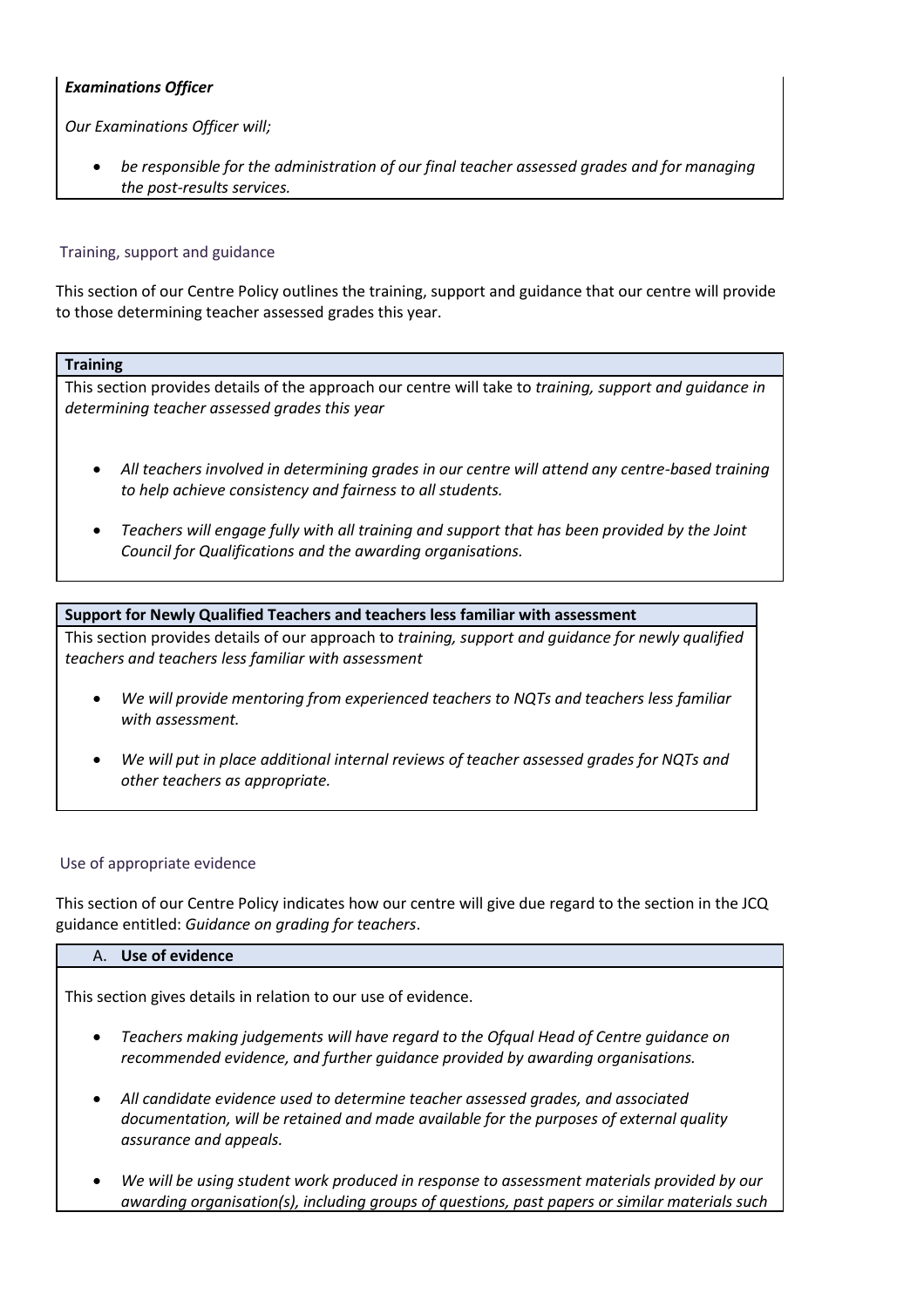***Examinations Officer***

*Our Examinations Officer will;*

- *be responsible for the administration of our final teacher assessed grades and for managing the post-results services.*

## Training, support and guidance

This section of our Centre Policy outlines the training, support and guidance that our centre will provide to those determining teacher assessed grades this year.

**Training**

This section provides details of the approach our centre will take to *training, support and guidance in determining teacher assessed grades this year*

- *All teachers involved in determining grades in our centre will attend any centre-based training to help achieve consistency and fairness to all students.*
- *Teachers will engage fully with all training and support that has been provided by the Joint Council for Qualifications and the awarding organisations.*

**Support for Newly Qualified Teachers and teachers less familiar with assessment**

This section provides details of our approach to *training, support and guidance for newly qualified teachers and teachers less familiar with assessment*

- *We will provide mentoring from experienced teachers to NQTs and teachers less familiar with assessment.*
- *We will put in place additional internal reviews of teacher assessed grades for NQTs and other teachers as appropriate.*

## Use of appropriate evidence

This section of our Centre Policy indicates how our centre will give due regard to the section in the JCQ guidance entitled: *Guidance on grading for teachers*.

A. **Use of evidence**

This section gives details in relation to our use of evidence.

- *Teachers making judgements will have regard to the Ofqual Head of Centre guidance on recommended evidence, and further guidance provided by awarding organisations.*
- *All candidate evidence used to determine teacher assessed grades, and associated documentation, will be retained and made available for the purposes of external quality assurance and appeals.*
- *We will be using student work produced in response to assessment materials provided by our awarding organisation(s), including groups of questions, past papers or similar materials such*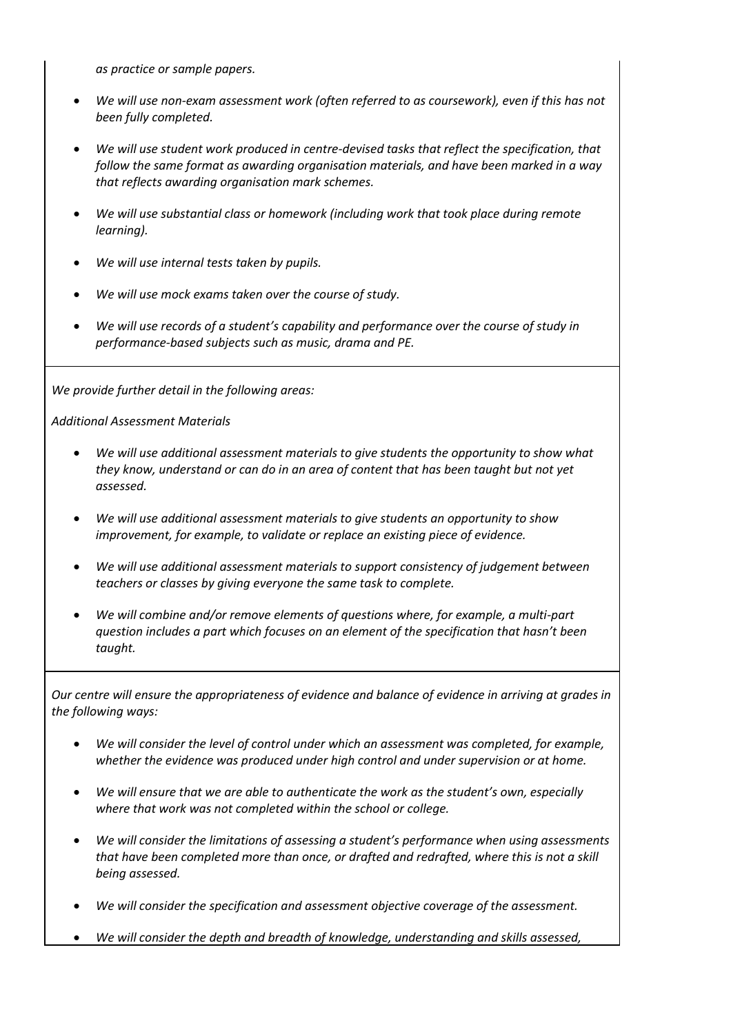*as practice or sample papers.*

- *We will use non-exam assessment work (often referred to as coursework), even if this has not been fully completed.*
- *We will use student work produced in centre-devised tasks that reflect the specification, that follow the same format as awarding organisation materials, and have been marked in a way that reflects awarding organisation mark schemes.*
- *We will use substantial class or homework (including work that took place during remote learning).*
- *We will use internal tests taken by pupils.*
- *We will use mock exams taken over the course of study.*
- *We will use records of a student's capability and performance over the course of study in performance-based subjects such as music, drama and PE.*

*We provide further detail in the following areas:*

*Additional Assessment Materials*

- *We will use additional assessment materials to give students the opportunity to show what they know, understand or can do in an area of content that has been taught but not yet assessed.*
- *We will use additional assessment materials to give students an opportunity to show improvement, for example, to validate or replace an existing piece of evidence.*
- *We will use additional assessment materials to support consistency of judgement between teachers or classes by giving everyone the same task to complete.*
- *We will combine and/or remove elements of questions where, for example, a multi-part question includes a part which focuses on an element of the specification that hasn't been taught.*

*Our centre will ensure the appropriateness of evidence and balance of evidence in arriving at grades in the following ways:*

- *We will consider the level of control under which an assessment was completed, for example, whether the evidence was produced under high control and under supervision or at home.*
- *We will ensure that we are able to authenticate the work as the student's own, especially where that work was not completed within the school or college.*
- *We will consider the limitations of assessing a student's performance when using assessments that have been completed more than once, or drafted and redrafted, where this is not a skill being assessed.*
- *We will consider the specification and assessment objective coverage of the assessment.*
- *We will consider the depth and breadth of knowledge, understanding and skills assessed,*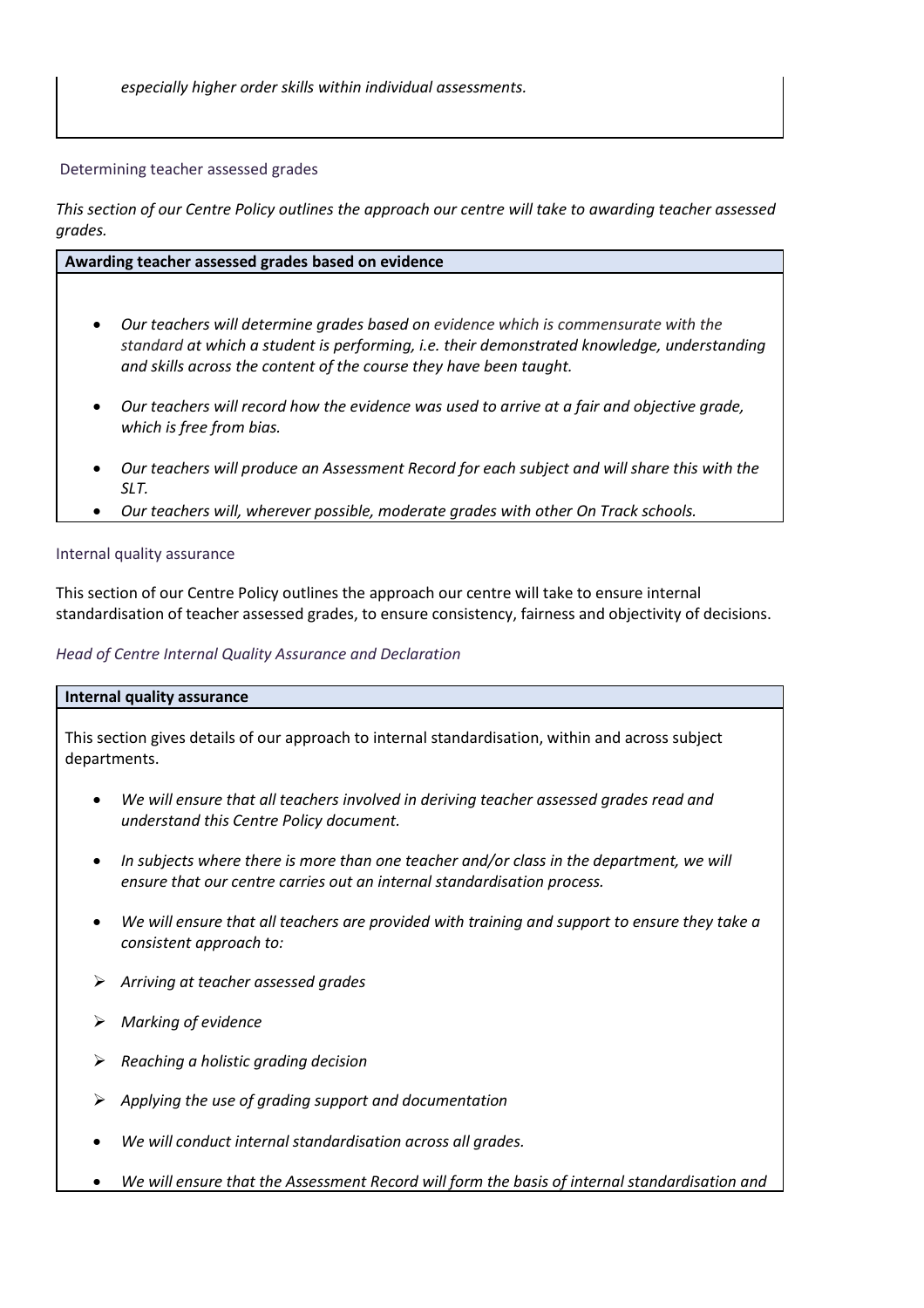*especially higher order skills within individual assessments.*

## Determining teacher assessed grades

*This section of our Centre Policy outlines the approach our centre will take to awarding teacher assessed grades.*

**Awarding teacher assessed grades based on evidence**

- *Our teachers will determine grades based on evidence which is commensurate with the standard at which a student is performing, i.e. their demonstrated knowledge, understanding and skills across the content of the course they have been taught.*
- *Our teachers will record how the evidence was used to arrive at a fair and objective grade, which is free from bias.*
- *Our teachers will produce an Assessment Record for each subject and will share this with the SLT.*
- *Our teachers will, wherever possible, moderate grades with other On Track schools.*

## Internal quality assurance

This section of our Centre Policy outlines the approach our centre will take to ensure internal standardisation of teacher assessed grades, to ensure consistency, fairness and objectivity of decisions.

### *Head of Centre Internal Quality Assurance and Declaration*

**Internal quality assurance**

This section gives details of our approach to internal standardisation, within and across subject departments.

- *We will ensure that all teachers involved in deriving teacher assessed grades read and understand this Centre Policy document.*
- *In subjects where there is more than one teacher and/or class in the department, we will ensure that our centre carries out an internal standardisation process.*
- *We will ensure that all teachers are provided with training and support to ensure they take a consistent approach to:*
  - *Arriving at teacher assessed grades*
  - *Marking of evidence*
  - *Reaching a holistic grading decision*
  - *Applying the use of grading support and documentation*
- *We will conduct internal standardisation across all grades.*
- *We will ensure that the Assessment Record will form the basis of internal standardisation and*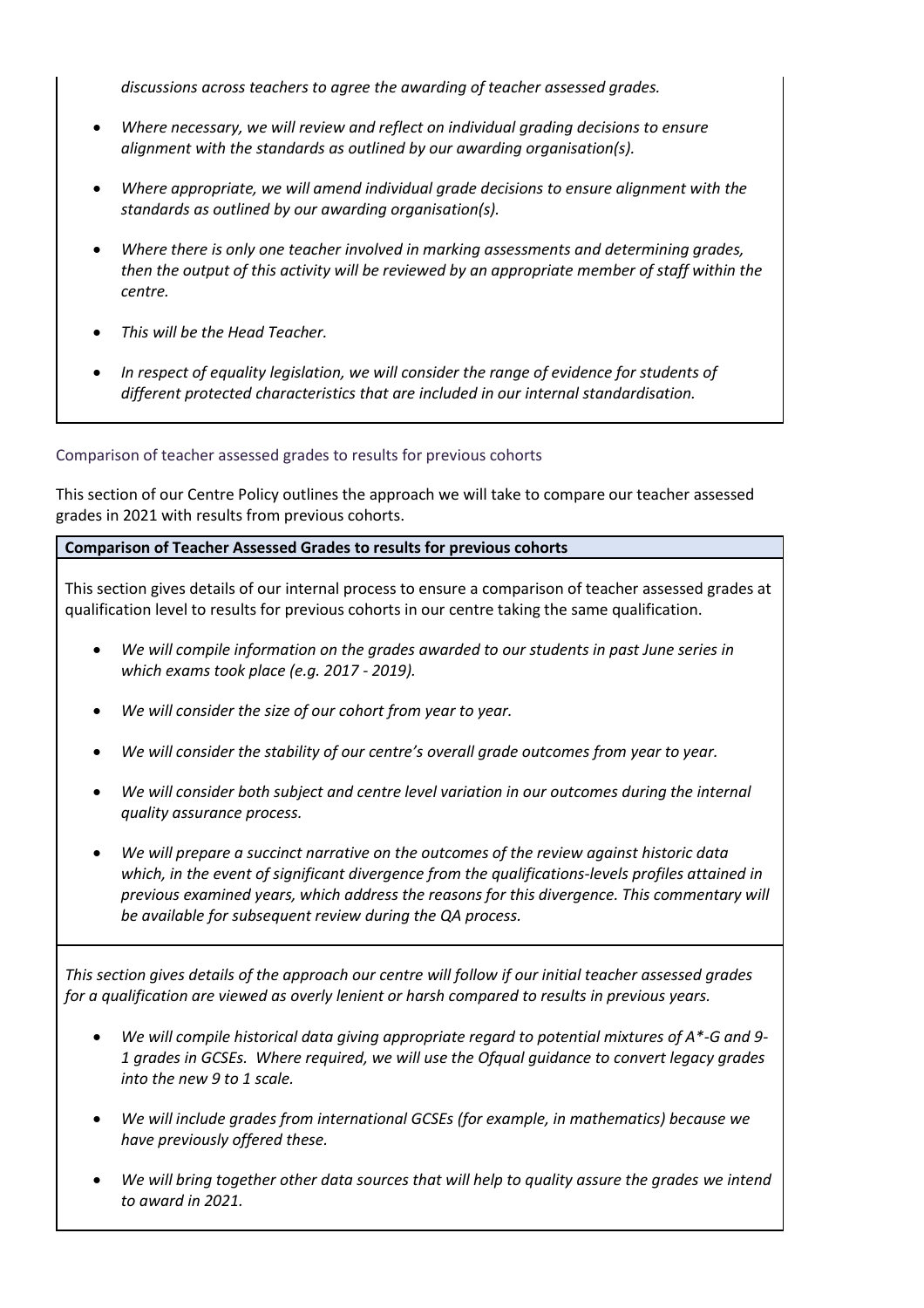*discussions across teachers to agree the awarding of teacher assessed grades.*

- *Where necessary, we will review and reflect on individual grading decisions to ensure alignment with the standards as outlined by our awarding organisation(s).*
- *Where appropriate, we will amend individual grade decisions to ensure alignment with the standards as outlined by our awarding organisation(s).*
- *Where there is only one teacher involved in marking assessments and determining grades, then the output of this activity will be reviewed by an appropriate member of staff within the centre.*
- *This will be the Head Teacher.*
- *In respect of equality legislation, we will consider the range of evidence for students of different protected characteristics that are included in our internal standardisation.*

## Comparison of teacher assessed grades to results for previous cohorts

This section of our Centre Policy outlines the approach we will take to compare our teacher assessed grades in 2021 with results from previous cohorts.

**Comparison of Teacher Assessed Grades to results for previous cohorts**

This section gives details of our internal process to ensure a comparison of teacher assessed grades at qualification level to results for previous cohorts in our centre taking the same qualification.

- *We will compile information on the grades awarded to our students in past June series in which exams took place (e.g. 2017 - 2019).*
- *We will consider the size of our cohort from year to year.*
- *We will consider the stability of our centre's overall grade outcomes from year to year.*
- *We will consider both subject and centre level variation in our outcomes during the internal quality assurance process.*
- *We will prepare a succinct narrative on the outcomes of the review against historic data which, in the event of significant divergence from the qualifications-levels profiles attained in previous examined years, which address the reasons for this divergence. This commentary will be available for subsequent review during the QA process.*

*This section gives details of the approach our centre will follow if our initial teacher assessed grades for a qualification are viewed as overly lenient or harsh compared to results in previous years.*

- *We will compile historical data giving appropriate regard to potential mixtures of A*-G and 9-1 grades in GCSEs. Where required, we will use the Ofqual guidance to convert legacy grades into the new 9 to 1 scale.*
- *We will include grades from international GCSEs (for example, in mathematics) because we have previously offered these.*
- *We will bring together other data sources that will help to quality assure the grades we intend to award in 2021.*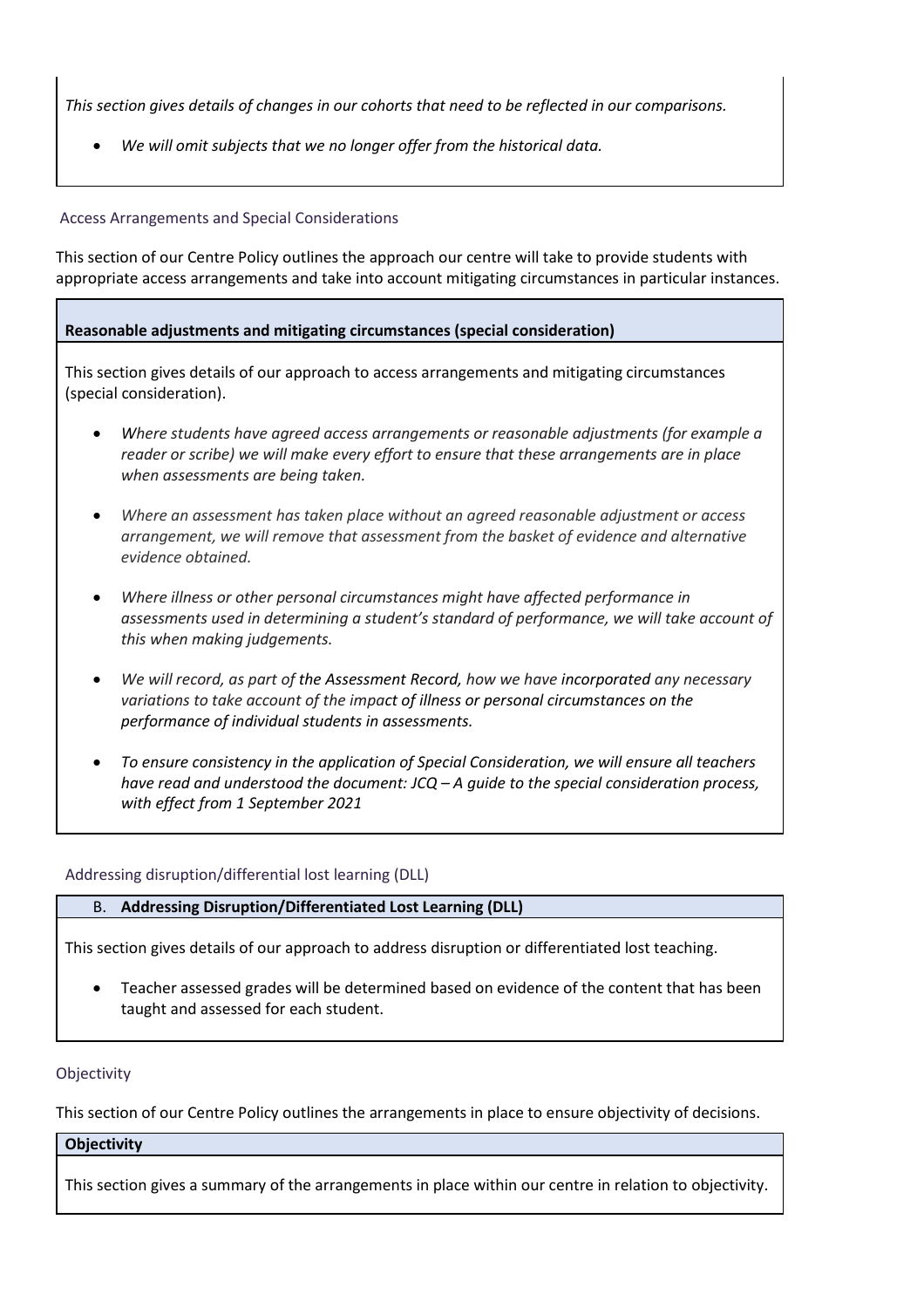*This section gives details of changes in our cohorts that need to be reflected in our comparisons.*

- *We will omit subjects that we no longer offer from the historical data.*

## Access Arrangements and Special Considerations

This section of our Centre Policy outlines the approach our centre will take to provide students with appropriate access arrangements and take into account mitigating circumstances in particular instances.

**Reasonable adjustments and mitigating circumstances (special consideration)**

This section gives details of our approach to access arrangements and mitigating circumstances (special consideration).

- *Where students have agreed access arrangements or reasonable adjustments (for example a reader or scribe) we will make every effort to ensure that these arrangements are in place when assessments are being taken.*
- *Where an assessment has taken place without an agreed reasonable adjustment or access arrangement, we will remove that assessment from the basket of evidence and alternative evidence obtained.*
- *Where illness or other personal circumstances might have affected performance in assessments used in determining a student's standard of performance, we will take account of this when making judgements.*
- *We will record, as part of the Assessment Record, how we have incorporated any necessary variations to take account of the impact of illness or personal circumstances on the performance of individual students in assessments.*
- *To ensure consistency in the application of Special Consideration, we will ensure all teachers have read and understood the document: JCQ – A guide to the special consideration process, with effect from 1 September 2021*

## Addressing disruption/differential lost learning (DLL)

B. **Addressing Disruption/Differentiated Lost Learning (DLL)**

This section gives details of our approach to address disruption or differentiated lost teaching.

- Teacher assessed grades will be determined based on evidence of the content that has been taught and assessed for each student.

## Objectivity

This section of our Centre Policy outlines the arrangements in place to ensure objectivity of decisions.

**Objectivity**

This section gives a summary of the arrangements in place within our centre in relation to objectivity.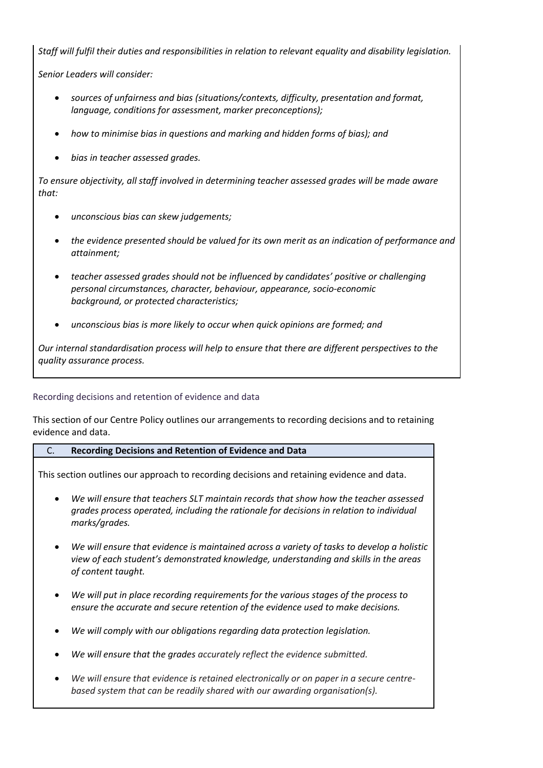*Staff will fulfil their duties and responsibilities in relation to relevant equality and disability legislation.*

*Senior Leaders will consider:*

- *sources of unfairness and bias (situations/contexts, difficulty, presentation and format, language, conditions for assessment, marker preconceptions);*
- *how to minimise bias in questions and marking and hidden forms of bias); and*
- *bias in teacher assessed grades.*

*To ensure objectivity, all staff involved in determining teacher assessed grades will be made aware that:*

- *unconscious bias can skew judgements;*
- *the evidence presented should be valued for its own merit as an indication of performance and attainment;*
- *teacher assessed grades should not be influenced by candidates' positive or challenging personal circumstances, character, behaviour, appearance, socio-economic background, or protected characteristics;*
- *unconscious bias is more likely to occur when quick opinions are formed; and*

*Our internal standardisation process will help to ensure that there are different perspectives to the quality assurance process.*

### Recording decisions and retention of evidence and data

This section of our Centre Policy outlines our arrangements to recording decisions and to retaining evidence and data.

**C. Recording Decisions and Retention of Evidence and Data**

This section outlines our approach to recording decisions and retaining evidence and data.

- *We will ensure that teachers SLT maintain records that show how the teacher assessed grades process operated, including the rationale for decisions in relation to individual marks/grades.*
- *We will ensure that evidence is maintained across a variety of tasks to develop a holistic view of each student's demonstrated knowledge, understanding and skills in the areas of content taught.*
- *We will put in place recording requirements for the various stages of the process to ensure the accurate and secure retention of the evidence used to make decisions.*
- *We will comply with our obligations regarding data protection legislation.*
- *We will ensure that the grades accurately reflect the evidence submitted.*
- *We will ensure that evidence is retained electronically or on paper in a secure centre-based system that can be readily shared with our awarding organisation(s).*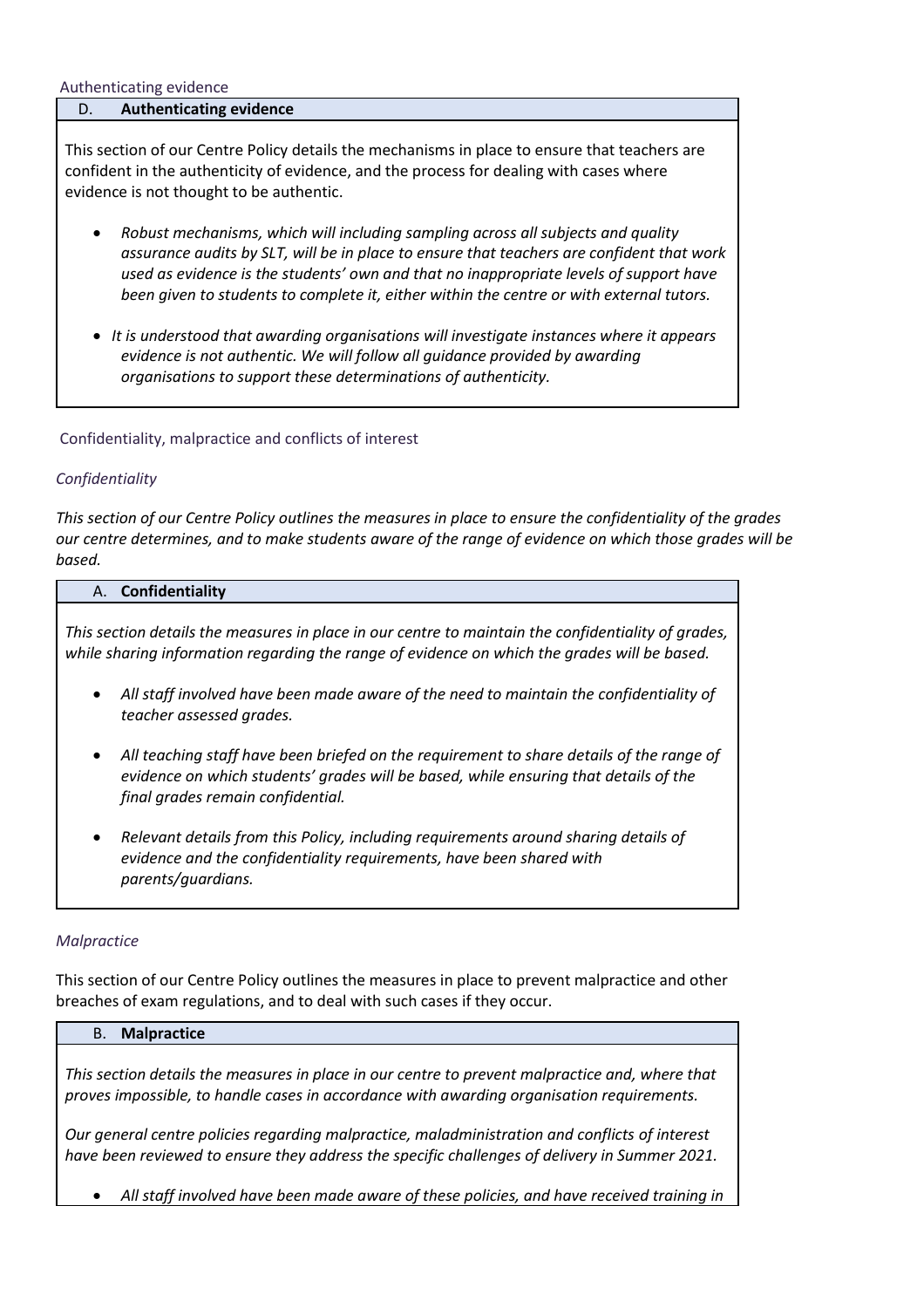Authenticating evidence

**D. Authenticating evidence**

This section of our Centre Policy details the mechanisms in place to ensure that teachers are confident in the authenticity of evidence, and the process for dealing with cases where evidence is not thought to be authentic.

- *Robust mechanisms, which will including sampling across all subjects and quality assurance audits by SLT, will be in place to ensure that teachers are confident that work used as evidence is the students' own and that no inappropriate levels of support have been given to students to complete it, either within the centre or with external tutors.*
- *It is understood that awarding organisations will investigate instances where it appears evidence is not authentic. We will follow all guidance provided by awarding organisations to support these determinations of authenticity.*

Confidentiality, malpractice and conflicts of interest

*Confidentiality*

*This section of our Centre Policy outlines the measures in place to ensure the confidentiality of the grades our centre determines, and to make students aware of the range of evidence on which those grades will be based.*

**A. Confidentiality**

*This section details the measures in place in our centre to maintain the confidentiality of grades, while sharing information regarding the range of evidence on which the grades will be based.*

- *All staff involved have been made aware of the need to maintain the confidentiality of teacher assessed grades.*
- *All teaching staff have been briefed on the requirement to share details of the range of evidence on which students' grades will be based, while ensuring that details of the final grades remain confidential.*
- *Relevant details from this Policy, including requirements around sharing details of evidence and the confidentiality requirements, have been shared with parents/guardians.*

*Malpractice*

This section of our Centre Policy outlines the measures in place to prevent malpractice and other breaches of exam regulations, and to deal with such cases if they occur.

**B. Malpractice**

*This section details the measures in place in our centre to prevent malpractice and, where that proves impossible, to handle cases in accordance with awarding organisation requirements.*

*Our general centre policies regarding malpractice, maladministration and conflicts of interest have been reviewed to ensure they address the specific challenges of delivery in Summer 2021.*

- *All staff involved have been made aware of these policies, and have received training in*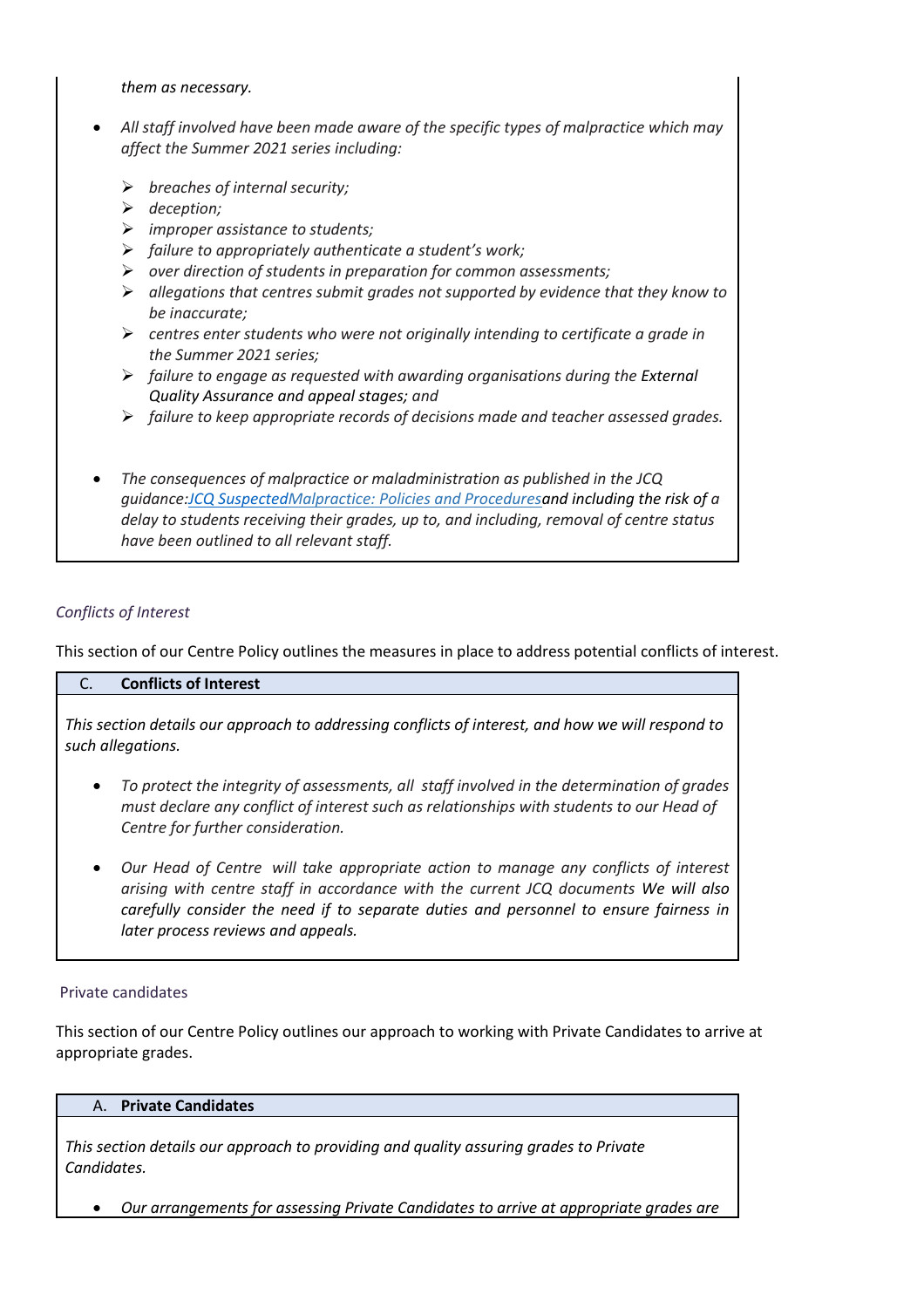*them as necessary.*

- *All staff involved have been made aware of the specific types of malpractice which may affect the Summer 2021 series including:*
  - *breaches of internal security;*
  - *deception;*
  - *improper assistance to students;*
  - *failure to appropriately authenticate a student's work;*
  - *over direction of students in preparation for common assessments;*
  - *allegations that centres submit grades not supported by evidence that they know to be inaccurate;*
  - *centres enter students who were not originally intending to certificate a grade in the Summer 2021 series;*
  - *failure to engage as requested with awarding organisations during the External Quality Assurance and appeal stages; and*
  - *failure to keep appropriate records of decisions made and teacher assessed grades.*

- *The consequences of malpractice or maladministration as published in the JCQ guidance:JCQ SuspectedMalpractice: Policies and Proceduresand including the risk of a delay to students receiving their grades, up to, and including, removal of centre status have been outlined to all relevant staff.*

*Conflicts of Interest*

This section of our Centre Policy outlines the measures in place to address potential conflicts of interest.

**C. Conflicts of Interest**

*This section details our approach to addressing conflicts of interest, and how we will respond to such allegations.*

- *To protect the integrity of assessments, all staff involved in the determination of grades must declare any conflict of interest such as relationships with students to our Head of Centre for further consideration.*

- *Our Head of Centre will take appropriate action to manage any conflicts of interest arising with centre staff in accordance with the current JCQ documents We will also carefully consider the need if to separate duties and personnel to ensure fairness in later process reviews and appeals.*

Private candidates

This section of our Centre Policy outlines our approach to working with Private Candidates to arrive at appropriate grades.

**A. Private Candidates**

*This section details our approach to providing and quality assuring grades to Private Candidates.*

- *Our arrangements for assessing Private Candidates to arrive at appropriate grades are*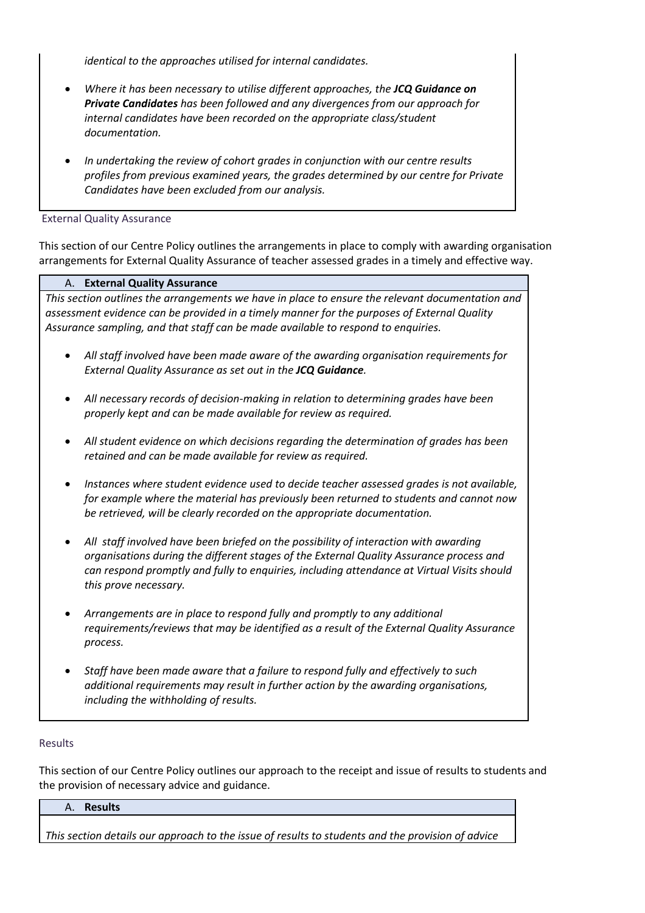*identical to the approaches utilised for internal candidates.*

- *Where it has been necessary to utilise different approaches, the **JCQ Guidance on Private Candidates** has been followed and any divergences from our approach for internal candidates have been recorded on the appropriate class/student documentation.*

- *In undertaking the review of cohort grades in conjunction with our centre results profiles from previous examined years, the grades determined by our centre for Private Candidates have been excluded from our analysis.*

### External Quality Assurance

This section of our Centre Policy outlines the arrangements in place to comply with awarding organisation arrangements for External Quality Assurance of teacher assessed grades in a timely and effective way.

**A. External Quality Assurance**

*This section outlines the arrangements we have in place to ensure the relevant documentation and assessment evidence can be provided in a timely manner for the purposes of External Quality Assurance sampling, and that staff can be made available to respond to enquiries.*

- *All staff involved have been made aware of the awarding organisation requirements for External Quality Assurance as set out in the **JCQ Guidance**.*

- *All necessary records of decision-making in relation to determining grades have been properly kept and can be made available for review as required.*

- *All student evidence on which decisions regarding the determination of grades has been retained and can be made available for review as required.*

- *Instances where student evidence used to decide teacher assessed grades is not available, for example where the material has previously been returned to students and cannot now be retrieved, will be clearly recorded on the appropriate documentation.*

- *All staff involved have been briefed on the possibility of interaction with awarding organisations during the different stages of the External Quality Assurance process and can respond promptly and fully to enquiries, including attendance at Virtual Visits should this prove necessary.*

- *Arrangements are in place to respond fully and promptly to any additional requirements/reviews that may be identified as a result of the External Quality Assurance process.*

- *Staff have been made aware that a failure to respond fully and effectively to such additional requirements may result in further action by the awarding organisations, including the withholding of results.*

### Results

This section of our Centre Policy outlines our approach to the receipt and issue of results to students and the provision of necessary advice and guidance.

**A. Results**

*This section details our approach to the issue of results to students and the provision of advice*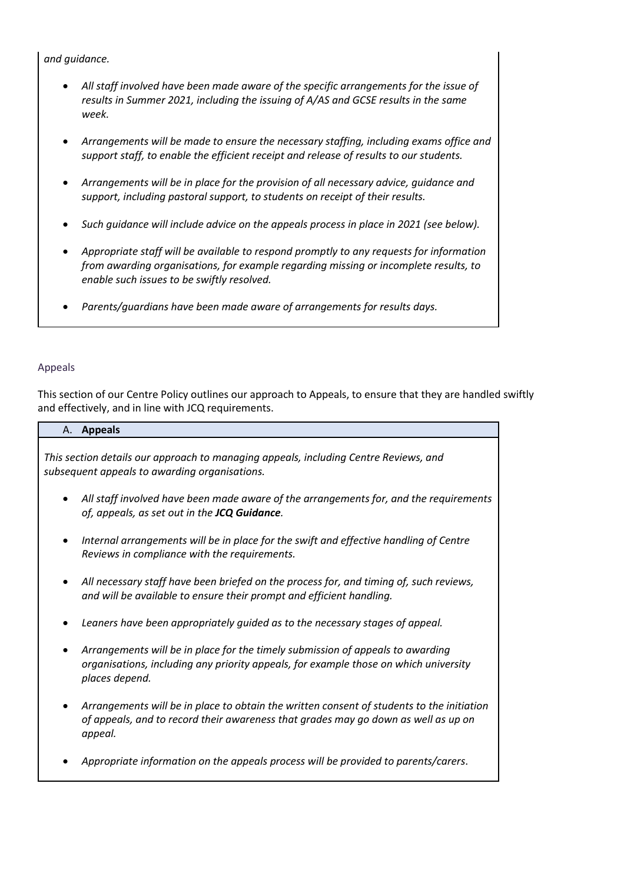*and guidance.*

- *All staff involved have been made aware of the specific arrangements for the issue of results in Summer 2021, including the issuing of A/AS and GCSE results in the same week.*

- *Arrangements will be made to ensure the necessary staffing, including exams office and support staff, to enable the efficient receipt and release of results to our students.*

- *Arrangements will be in place for the provision of all necessary advice, guidance and support, including pastoral support, to students on receipt of their results.*

- *Such guidance will include advice on the appeals process in place in 2021 (see below).*

- *Appropriate staff will be available to respond promptly to any requests for information from awarding organisations, for example regarding missing or incomplete results, to enable such issues to be swiftly resolved.*

- *Parents/guardians have been made aware of arrangements for results days.*

## Appeals

This section of our Centre Policy outlines our approach to Appeals, to ensure that they are handled swiftly and effectively, and in line with JCQ requirements.

### A. **Appeals**

*This section details our approach to managing appeals, including Centre Reviews, and subsequent appeals to awarding organisations.*

- *All staff involved have been made aware of the arrangements for, and the requirements of, appeals, as set out in the **JCQ Guidance**.*

- *Internal arrangements will be in place for the swift and effective handling of Centre Reviews in compliance with the requirements.*

- *All necessary staff have been briefed on the process for, and timing of, such reviews, and will be available to ensure their prompt and efficient handling.*

- *Leaners have been appropriately guided as to the necessary stages of appeal.*

- *Arrangements will be in place for the timely submission of appeals to awarding organisations, including any priority appeals, for example those on which university places depend.*

- *Arrangements will be in place to obtain the written consent of students to the initiation of appeals, and to record their awareness that grades may go down as well as up on appeal.*

- *Appropriate information on the appeals process will be provided to parents/carers.*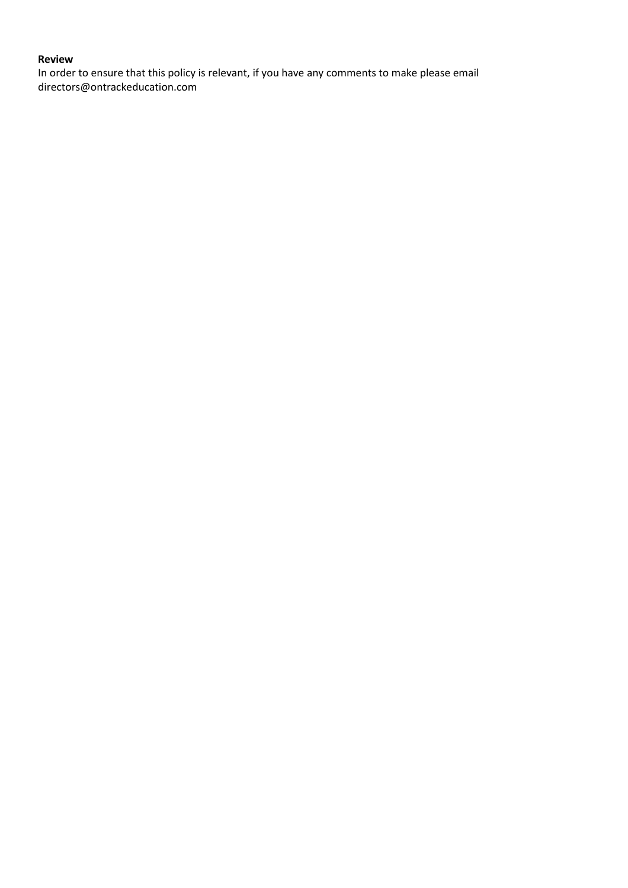**Review**

In order to ensure that this policy is relevant, if you have any comments to make please email directors@ontrackeducation.com